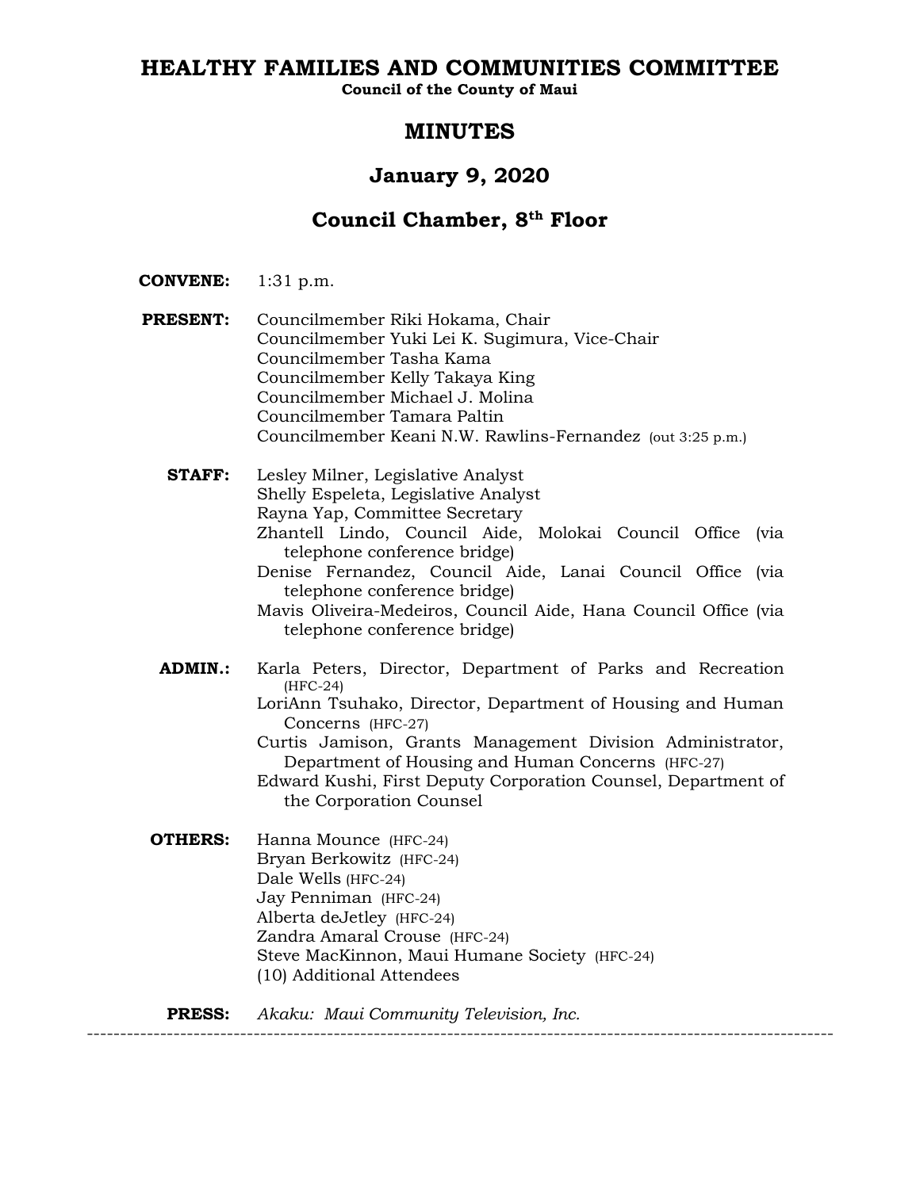# HEALTHY FAMILIES AND COMMUNITIES COMMITTEE

**Council of the County of Maui**

## MINUTES

## January 9, 2020

## Council Chamber, 8th Floor

**CONVENE:** 1:31 p.m.

**PRESENT:**
Councilmember Riki Hokama, Chair
Councilmember Yuki Lei K. Sugimura, Vice-Chair
Councilmember Tasha Kama
Councilmember Kelly Takaya King
Councilmember Michael J. Molina
Councilmember Tamara Paltin
Councilmember Keani N.W. Rawlins-Fernandez (out 3:25 p.m.)

**STAFF:**
Lesley Milner, Legislative Analyst
Shelly Espeleta, Legislative Analyst
Rayna Yap, Committee Secretary
Zhantell Lindo, Council Aide, Molokai Council Office (via telephone conference bridge)
Denise Fernandez, Council Aide, Lanai Council Office (via telephone conference bridge)
Mavis Oliveira-Medeiros, Council Aide, Hana Council Office (via telephone conference bridge)

**ADMIN.:**
Karla Peters, Director, Department of Parks and Recreation (HFC-24)
LoriAnn Tsuhako, Director, Department of Housing and Human Concerns (HFC-27)
Curtis Jamison, Grants Management Division Administrator, Department of Housing and Human Concerns (HFC-27)
Edward Kushi, First Deputy Corporation Counsel, Department of the Corporation Counsel

**OTHERS:**
Hanna Mounce (HFC-24)
Bryan Berkowitz (HFC-24)
Dale Wells (HFC-24)
Jay Penniman (HFC-24)
Alberta deJetley (HFC-24)
Zandra Amaral Crouse (HFC-24)
Steve MacKinnon, Maui Humane Society (HFC-24)
(10) Additional Attendees

**PRESS:** *Akaku: Maui Community Television, Inc.*

---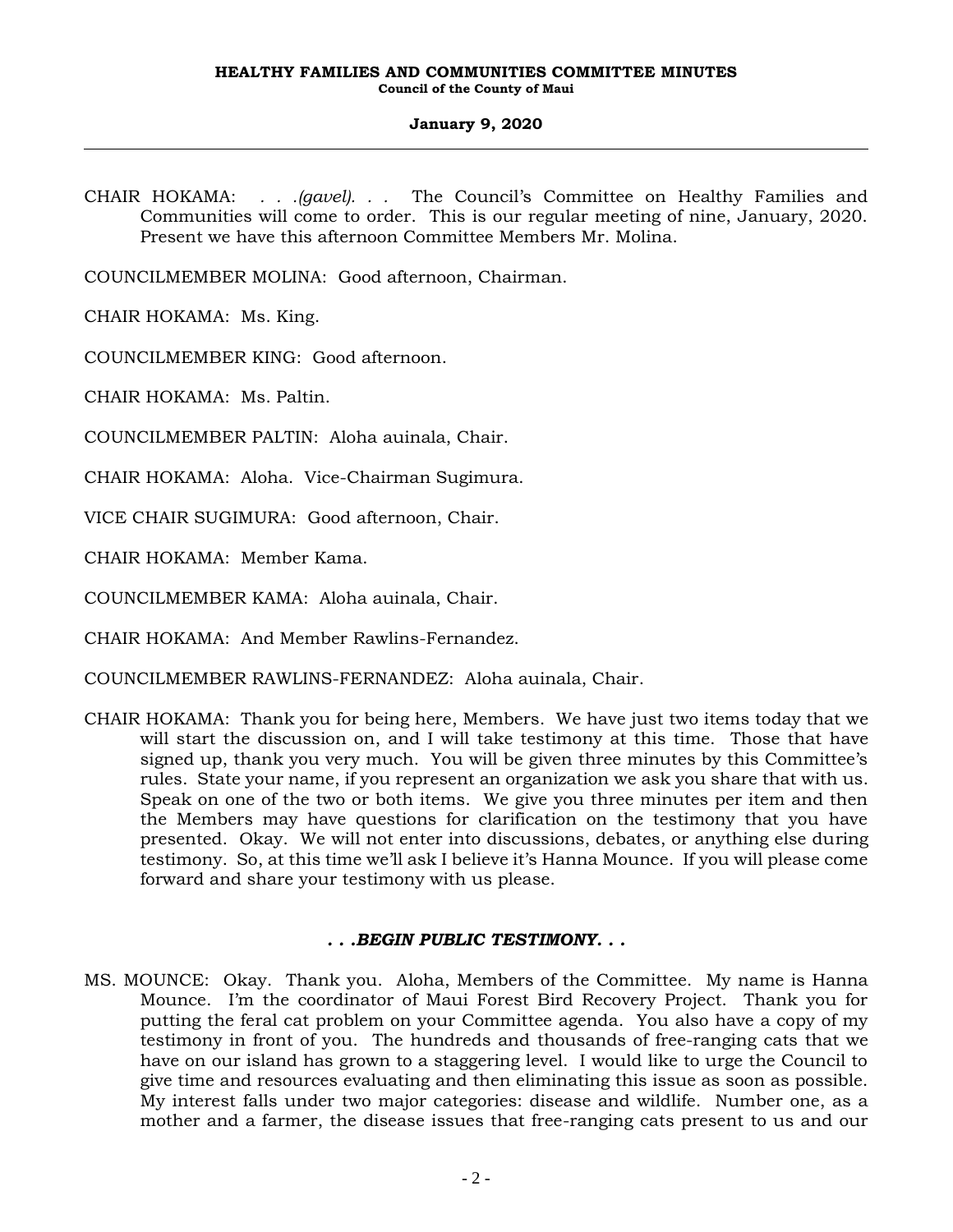CHAIR HOKAMA: . . .*(gavel)*. . . The Council's Committee on Healthy Families and Communities will come to order. This is our regular meeting of nine, January, 2020. Present we have this afternoon Committee Members Mr. Molina.

COUNCILMEMBER MOLINA: Good afternoon, Chairman.

CHAIR HOKAMA: Ms. King.

COUNCILMEMBER KING: Good afternoon.

CHAIR HOKAMA: Ms. Paltin.

COUNCILMEMBER PALTIN: Aloha auinala, Chair.

CHAIR HOKAMA: Aloha. Vice-Chairman Sugimura.

VICE CHAIR SUGIMURA: Good afternoon, Chair.

CHAIR HOKAMA: Member Kama.

COUNCILMEMBER KAMA: Aloha auinala, Chair.

CHAIR HOKAMA: And Member Rawlins-Fernandez.

COUNCILMEMBER RAWLINS-FERNANDEZ: Aloha auinala, Chair.

CHAIR HOKAMA: Thank you for being here, Members. We have just two items today that we will start the discussion on, and I will take testimony at this time. Those that have signed up, thank you very much. You will be given three minutes by this Committee's rules. State your name, if you represent an organization we ask you share that with us. Speak on one of the two or both items. We give you three minutes per item and then the Members may have questions for clarification on the testimony that you have presented. Okay. We will not enter into discussions, debates, or anything else during testimony. So, at this time we'll ask I believe it's Hanna Mounce. If you will please come forward and share your testimony with us please.

***. . .BEGIN PUBLIC TESTIMONY. . .***

MS. MOUNCE: Okay. Thank you. Aloha, Members of the Committee. My name is Hanna Mounce. I'm the coordinator of Maui Forest Bird Recovery Project. Thank you for putting the feral cat problem on your Committee agenda. You also have a copy of my testimony in front of you. The hundreds and thousands of free-ranging cats that we have on our island has grown to a staggering level. I would like to urge the Council to give time and resources evaluating and then eliminating this issue as soon as possible. My interest falls under two major categories: disease and wildlife. Number one, as a mother and a farmer, the disease issues that free-ranging cats present to us and our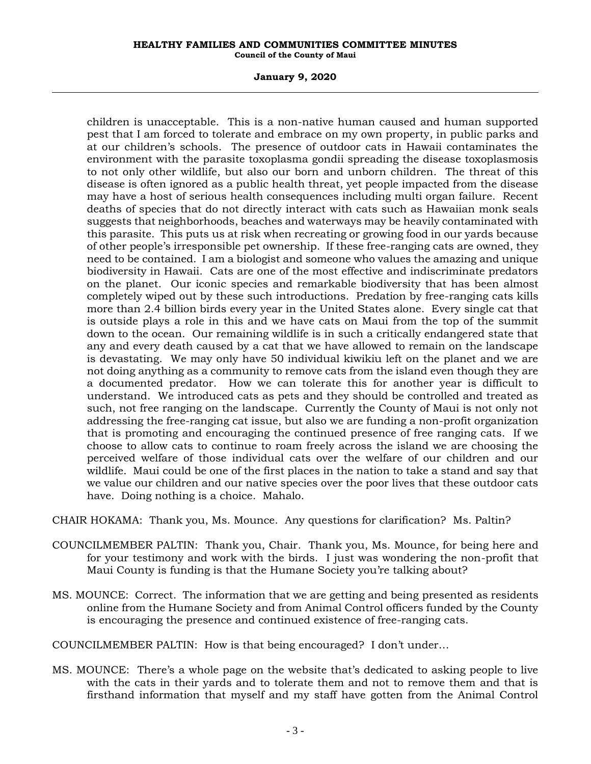children is unacceptable. This is a non-native human caused and human supported pest that I am forced to tolerate and embrace on my own property, in public parks and at our children's schools. The presence of outdoor cats in Hawaii contaminates the environment with the parasite toxoplasma gondii spreading the disease toxoplasmosis to not only other wildlife, but also our born and unborn children. The threat of this disease is often ignored as a public health threat, yet people impacted from the disease may have a host of serious health consequences including multi organ failure. Recent deaths of species that do not directly interact with cats such as Hawaiian monk seals suggests that neighborhoods, beaches and waterways may be heavily contaminated with this parasite. This puts us at risk when recreating or growing food in our yards because of other people's irresponsible pet ownership. If these free-ranging cats are owned, they need to be contained. I am a biologist and someone who values the amazing and unique biodiversity in Hawaii. Cats are one of the most effective and indiscriminate predators on the planet. Our iconic species and remarkable biodiversity that has been almost completely wiped out by these such introductions. Predation by free-ranging cats kills more than 2.4 billion birds every year in the United States alone. Every single cat that is outside plays a role in this and we have cats on Maui from the top of the summit down to the ocean. Our remaining wildlife is in such a critically endangered state that any and every death caused by a cat that we have allowed to remain on the landscape is devastating. We may only have 50 individual kiwikiu left on the planet and we are not doing anything as a community to remove cats from the island even though they are a documented predator. How we can tolerate this for another year is difficult to understand. We introduced cats as pets and they should be controlled and treated as such, not free ranging on the landscape. Currently the County of Maui is not only not addressing the free-ranging cat issue, but also we are funding a non-profit organization that is promoting and encouraging the continued presence of free ranging cats. If we choose to allow cats to continue to roam freely across the island we are choosing the perceived welfare of those individual cats over the welfare of our children and our wildlife. Maui could be one of the first places in the nation to take a stand and say that we value our children and our native species over the poor lives that these outdoor cats have. Doing nothing is a choice. Mahalo.

CHAIR HOKAMA: Thank you, Ms. Mounce. Any questions for clarification? Ms. Paltin?

COUNCILMEMBER PALTIN: Thank you, Chair. Thank you, Ms. Mounce, for being here and for your testimony and work with the birds. I just was wondering the non-profit that Maui County is funding is that the Humane Society you're talking about?

MS. MOUNCE: Correct. The information that we are getting and being presented as residents online from the Humane Society and from Animal Control officers funded by the County is encouraging the presence and continued existence of free-ranging cats.

COUNCILMEMBER PALTIN: How is that being encouraged? I don't under...

MS. MOUNCE: There's a whole page on the website that's dedicated to asking people to live with the cats in their yards and to tolerate them and not to remove them and that is firsthand information that myself and my staff have gotten from the Animal Control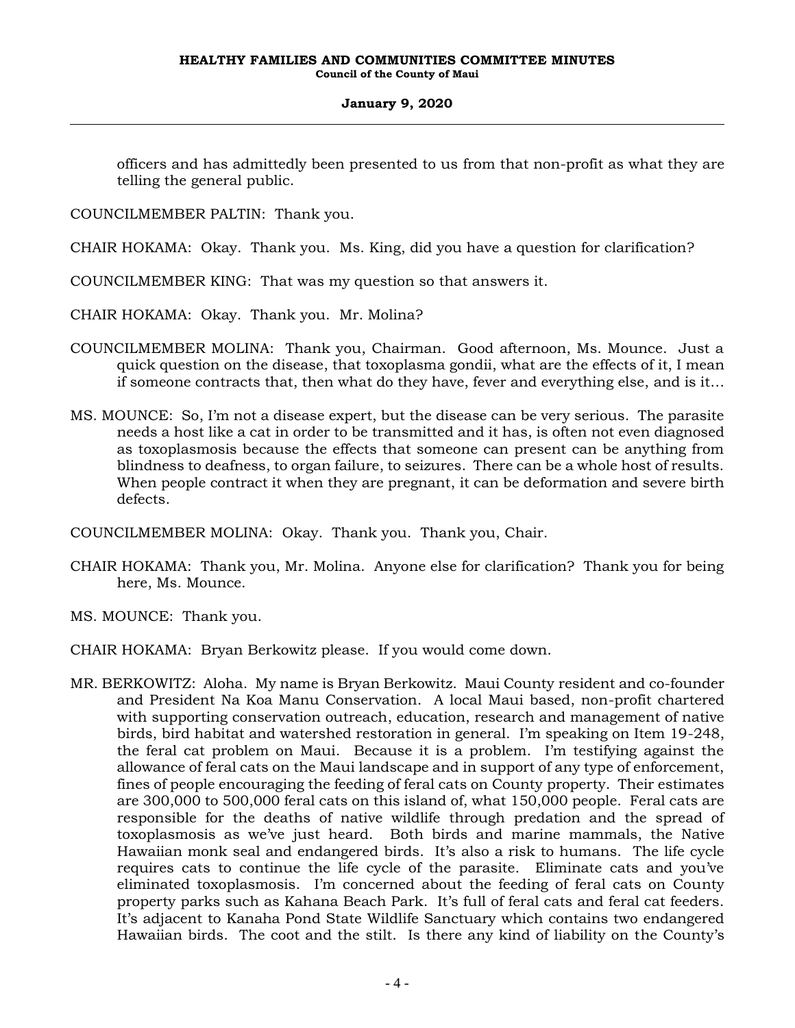officers and has admittedly been presented to us from that non-profit as what they are telling the general public.

COUNCILMEMBER PALTIN: Thank you.

CHAIR HOKAMA: Okay. Thank you. Ms. King, did you have a question for clarification?

COUNCILMEMBER KING: That was my question so that answers it.

CHAIR HOKAMA: Okay. Thank you. Mr. Molina?

COUNCILMEMBER MOLINA: Thank you, Chairman. Good afternoon, Ms. Mounce. Just a quick question on the disease, that toxoplasma gondii, what are the effects of it, I mean if someone contracts that, then what do they have, fever and everything else, and is it...

MS. MOUNCE: So, I'm not a disease expert, but the disease can be very serious. The parasite needs a host like a cat in order to be transmitted and it has, is often not even diagnosed as toxoplasmosis because the effects that someone can present can be anything from blindness to deafness, to organ failure, to seizures. There can be a whole host of results. When people contract it when they are pregnant, it can be deformation and severe birth defects.

COUNCILMEMBER MOLINA: Okay. Thank you. Thank you, Chair.

CHAIR HOKAMA: Thank you, Mr. Molina. Anyone else for clarification? Thank you for being here, Ms. Mounce.

MS. MOUNCE: Thank you.

CHAIR HOKAMA: Bryan Berkowitz please. If you would come down.

MR. BERKOWITZ: Aloha. My name is Bryan Berkowitz. Maui County resident and co-founder and President Na Koa Manu Conservation. A local Maui based, non-profit chartered with supporting conservation outreach, education, research and management of native birds, bird habitat and watershed restoration in general. I'm speaking on Item 19-248, the feral cat problem on Maui. Because it is a problem. I'm testifying against the allowance of feral cats on the Maui landscape and in support of any type of enforcement, fines of people encouraging the feeding of feral cats on County property. Their estimates are 300,000 to 500,000 feral cats on this island of, what 150,000 people. Feral cats are responsible for the deaths of native wildlife through predation and the spread of toxoplasmosis as we've just heard. Both birds and marine mammals, the Native Hawaiian monk seal and endangered birds. It's also a risk to humans. The life cycle requires cats to continue the life cycle of the parasite. Eliminate cats and you've eliminated toxoplasmosis. I'm concerned about the feeding of feral cats on County property parks such as Kahana Beach Park. It's full of feral cats and feral cat feeders. It's adjacent to Kanaha Pond State Wildlife Sanctuary which contains two endangered Hawaiian birds. The coot and the stilt. Is there any kind of liability on the County's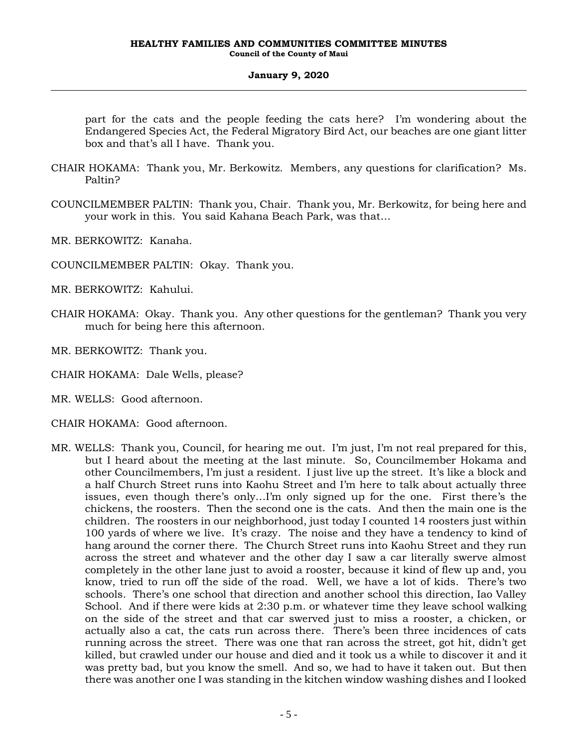part for the cats and the people feeding the cats here? I'm wondering about the Endangered Species Act, the Federal Migratory Bird Act, our beaches are one giant litter box and that's all I have. Thank you.

CHAIR HOKAMA: Thank you, Mr. Berkowitz. Members, any questions for clarification? Ms. Paltin?

COUNCILMEMBER PALTIN: Thank you, Chair. Thank you, Mr. Berkowitz, for being here and your work in this. You said Kahana Beach Park, was that…

MR. BERKOWITZ: Kanaha.

COUNCILMEMBER PALTIN: Okay. Thank you.

MR. BERKOWITZ: Kahului.

CHAIR HOKAMA: Okay. Thank you. Any other questions for the gentleman? Thank you very much for being here this afternoon.

MR. BERKOWITZ: Thank you.

CHAIR HOKAMA: Dale Wells, please?

MR. WELLS: Good afternoon.

CHAIR HOKAMA: Good afternoon.

MR. WELLS: Thank you, Council, for hearing me out. I'm just, I'm not real prepared for this, but I heard about the meeting at the last minute. So, Councilmember Hokama and other Councilmembers, I'm just a resident. I just live up the street. It's like a block and a half Church Street runs into Kaohu Street and I'm here to talk about actually three issues, even though there's only…I'm only signed up for the one. First there's the chickens, the roosters. Then the second one is the cats. And then the main one is the children. The roosters in our neighborhood, just today I counted 14 roosters just within 100 yards of where we live. It's crazy. The noise and they have a tendency to kind of hang around the corner there. The Church Street runs into Kaohu Street and they run across the street and whatever and the other day I saw a car literally swerve almost completely in the other lane just to avoid a rooster, because it kind of flew up and, you know, tried to run off the side of the road. Well, we have a lot of kids. There's two schools. There's one school that direction and another school this direction, Iao Valley School. And if there were kids at 2:30 p.m. or whatever time they leave school walking on the side of the street and that car swerved just to miss a rooster, a chicken, or actually also a cat, the cats run across there. There's been three incidences of cats running across the street. There was one that ran across the street, got hit, didn't get killed, but crawled under our house and died and it took us a while to discover it and it was pretty bad, but you know the smell. And so, we had to have it taken out. But then there was another one I was standing in the kitchen window washing dishes and I looked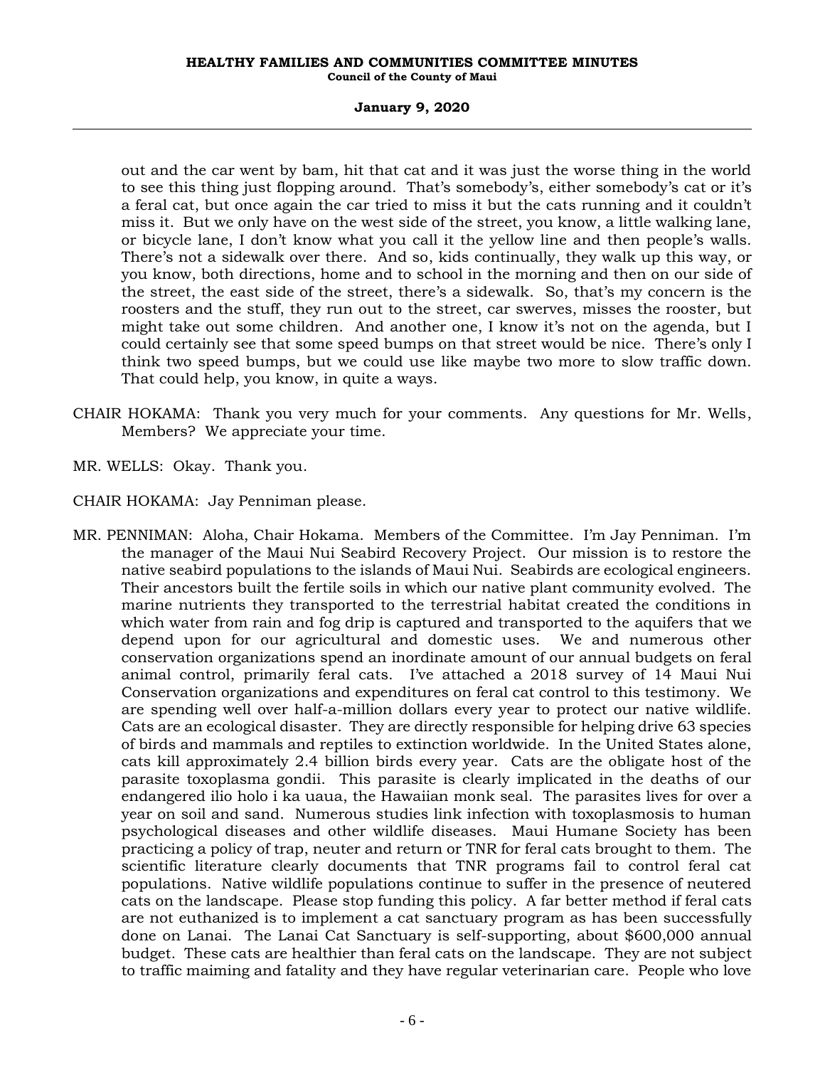out and the car went by bam, hit that cat and it was just the worse thing in the world to see this thing just flopping around. That's somebody's, either somebody's cat or it's a feral cat, but once again the car tried to miss it but the cats running and it couldn't miss it. But we only have on the west side of the street, you know, a little walking lane, or bicycle lane, I don't know what you call it the yellow line and then people's walls. There's not a sidewalk over there. And so, kids continually, they walk up this way, or you know, both directions, home and to school in the morning and then on our side of the street, the east side of the street, there's a sidewalk. So, that's my concern is the roosters and the stuff, they run out to the street, car swerves, misses the rooster, but might take out some children. And another one, I know it's not on the agenda, but I could certainly see that some speed bumps on that street would be nice. There's only I think two speed bumps, but we could use like maybe two more to slow traffic down. That could help, you know, in quite a ways.

CHAIR HOKAMA: Thank you very much for your comments. Any questions for Mr. Wells, Members? We appreciate your time.

MR. WELLS: Okay. Thank you.

CHAIR HOKAMA: Jay Penniman please.

MR. PENNIMAN: Aloha, Chair Hokama. Members of the Committee. I'm Jay Penniman. I'm the manager of the Maui Nui Seabird Recovery Project. Our mission is to restore the native seabird populations to the islands of Maui Nui. Seabirds are ecological engineers. Their ancestors built the fertile soils in which our native plant community evolved. The marine nutrients they transported to the terrestrial habitat created the conditions in which water from rain and fog drip is captured and transported to the aquifers that we depend upon for our agricultural and domestic uses. We and numerous other conservation organizations spend an inordinate amount of our annual budgets on feral animal control, primarily feral cats. I've attached a 2018 survey of 14 Maui Nui Conservation organizations and expenditures on feral cat control to this testimony. We are spending well over half-a-million dollars every year to protect our native wildlife. Cats are an ecological disaster. They are directly responsible for helping drive 63 species of birds and mammals and reptiles to extinction worldwide. In the United States alone, cats kill approximately 2.4 billion birds every year. Cats are the obligate host of the parasite toxoplasma gondii. This parasite is clearly implicated in the deaths of our endangered ilio holo i ka uaua, the Hawaiian monk seal. The parasites lives for over a year on soil and sand. Numerous studies link infection with toxoplasmosis to human psychological diseases and other wildlife diseases. Maui Humane Society has been practicing a policy of trap, neuter and return or TNR for feral cats brought to them. The scientific literature clearly documents that TNR programs fail to control feral cat populations. Native wildlife populations continue to suffer in the presence of neutered cats on the landscape. Please stop funding this policy. A far better method if feral cats are not euthanized is to implement a cat sanctuary program as has been successfully done on Lanai. The Lanai Cat Sanctuary is self-supporting, about $600,000 annual budget. These cats are healthier than feral cats on the landscape. They are not subject to traffic maiming and fatality and they have regular veterinarian care. People who love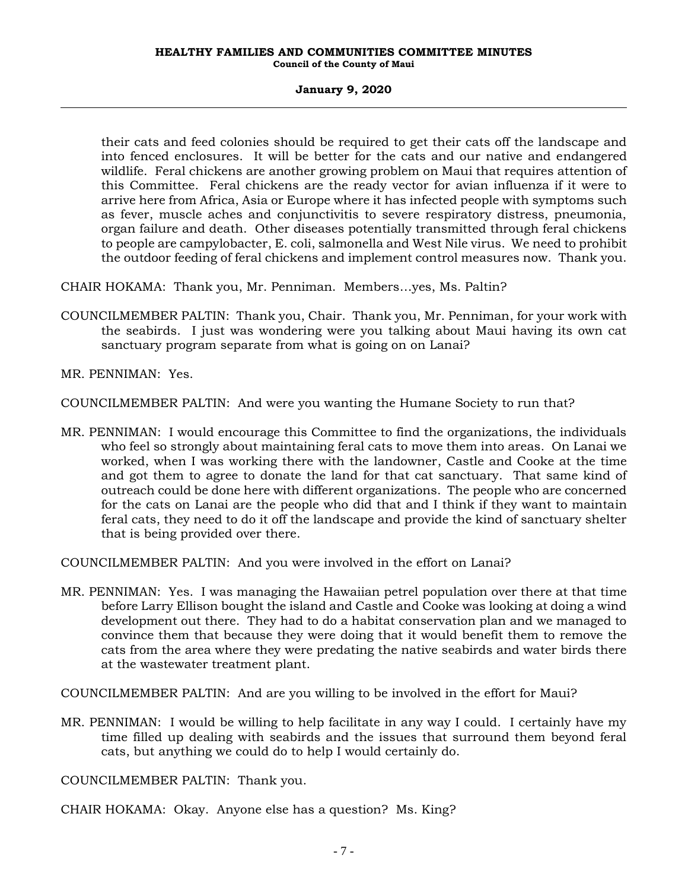their cats and feed colonies should be required to get their cats off the landscape and into fenced enclosures. It will be better for the cats and our native and endangered wildlife. Feral chickens are another growing problem on Maui that requires attention of this Committee. Feral chickens are the ready vector for avian influenza if it were to arrive here from Africa, Asia or Europe where it has infected people with symptoms such as fever, muscle aches and conjunctivitis to severe respiratory distress, pneumonia, organ failure and death. Other diseases potentially transmitted through feral chickens to people are campylobacter, E. coli, salmonella and West Nile virus. We need to prohibit the outdoor feeding of feral chickens and implement control measures now. Thank you.

CHAIR HOKAMA: Thank you, Mr. Penniman. Members…yes, Ms. Paltin?

COUNCILMEMBER PALTIN: Thank you, Chair. Thank you, Mr. Penniman, for your work with the seabirds. I just was wondering were you talking about Maui having its own cat sanctuary program separate from what is going on on Lanai?

MR. PENNIMAN: Yes.

COUNCILMEMBER PALTIN: And were you wanting the Humane Society to run that?

MR. PENNIMAN: I would encourage this Committee to find the organizations, the individuals who feel so strongly about maintaining feral cats to move them into areas. On Lanai we worked, when I was working there with the landowner, Castle and Cooke at the time and got them to agree to donate the land for that cat sanctuary. That same kind of outreach could be done here with different organizations. The people who are concerned for the cats on Lanai are the people who did that and I think if they want to maintain feral cats, they need to do it off the landscape and provide the kind of sanctuary shelter that is being provided over there.

COUNCILMEMBER PALTIN: And you were involved in the effort on Lanai?

MR. PENNIMAN: Yes. I was managing the Hawaiian petrel population over there at that time before Larry Ellison bought the island and Castle and Cooke was looking at doing a wind development out there. They had to do a habitat conservation plan and we managed to convince them that because they were doing that it would benefit them to remove the cats from the area where they were predating the native seabirds and water birds there at the wastewater treatment plant.

COUNCILMEMBER PALTIN: And are you willing to be involved in the effort for Maui?

MR. PENNIMAN: I would be willing to help facilitate in any way I could. I certainly have my time filled up dealing with seabirds and the issues that surround them beyond feral cats, but anything we could do to help I would certainly do.

COUNCILMEMBER PALTIN: Thank you.

CHAIR HOKAMA: Okay. Anyone else has a question? Ms. King?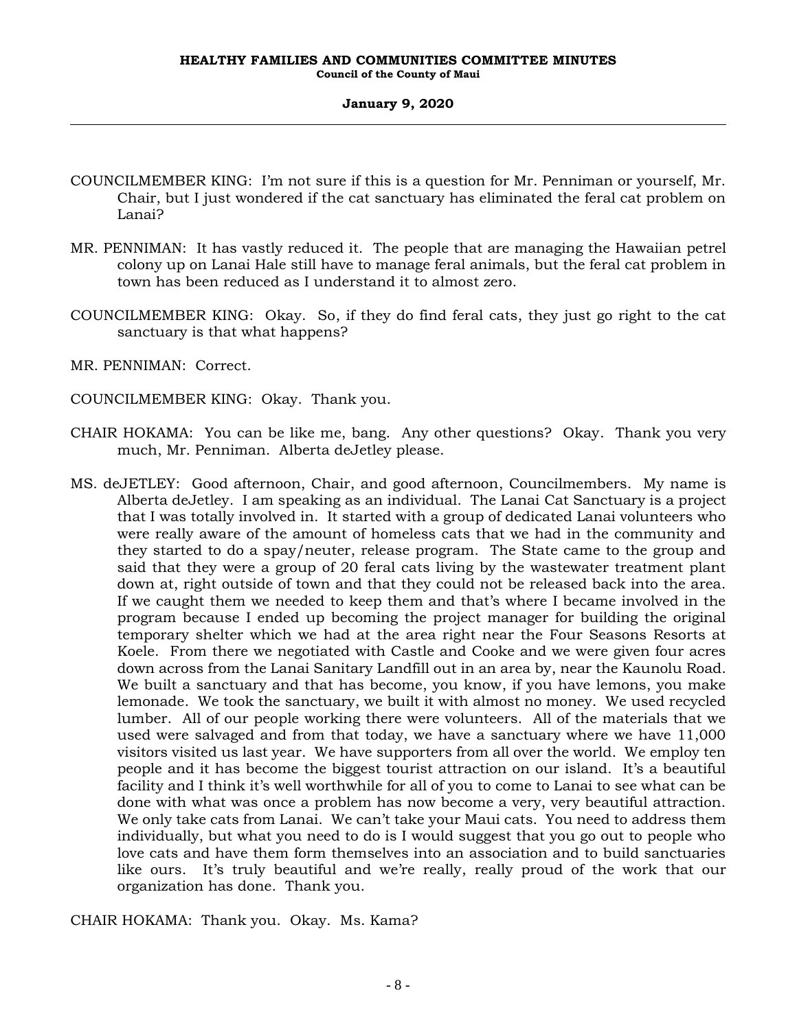COUNCILMEMBER KING: I'm not sure if this is a question for Mr. Penniman or yourself, Mr. Chair, but I just wondered if the cat sanctuary has eliminated the feral cat problem on Lanai?

MR. PENNIMAN: It has vastly reduced it. The people that are managing the Hawaiian petrel colony up on Lanai Hale still have to manage feral animals, but the feral cat problem in town has been reduced as I understand it to almost zero.

COUNCILMEMBER KING: Okay. So, if they do find feral cats, they just go right to the cat sanctuary is that what happens?

MR. PENNIMAN: Correct.

COUNCILMEMBER KING: Okay. Thank you.

CHAIR HOKAMA: You can be like me, bang. Any other questions? Okay. Thank you very much, Mr. Penniman. Alberta deJetley please.

MS. deJETLEY: Good afternoon, Chair, and good afternoon, Councilmembers. My name is Alberta deJetley. I am speaking as an individual. The Lanai Cat Sanctuary is a project that I was totally involved in. It started with a group of dedicated Lanai volunteers who were really aware of the amount of homeless cats that we had in the community and they started to do a spay/neuter, release program. The State came to the group and said that they were a group of 20 feral cats living by the wastewater treatment plant down at, right outside of town and that they could not be released back into the area. If we caught them we needed to keep them and that's where I became involved in the program because I ended up becoming the project manager for building the original temporary shelter which we had at the area right near the Four Seasons Resorts at Koele. From there we negotiated with Castle and Cooke and we were given four acres down across from the Lanai Sanitary Landfill out in an area by, near the Kaunolu Road. We built a sanctuary and that has become, you know, if you have lemons, you make lemonade. We took the sanctuary, we built it with almost no money. We used recycled lumber. All of our people working there were volunteers. All of the materials that we used were salvaged and from that today, we have a sanctuary where we have 11,000 visitors visited us last year. We have supporters from all over the world. We employ ten people and it has become the biggest tourist attraction on our island. It's a beautiful facility and I think it's well worthwhile for all of you to come to Lanai to see what can be done with what was once a problem has now become a very, very beautiful attraction. We only take cats from Lanai. We can't take your Maui cats. You need to address them individually, but what you need to do is I would suggest that you go out to people who love cats and have them form themselves into an association and to build sanctuaries like ours. It's truly beautiful and we're really, really proud of the work that our organization has done. Thank you.

CHAIR HOKAMA: Thank you. Okay. Ms. Kama?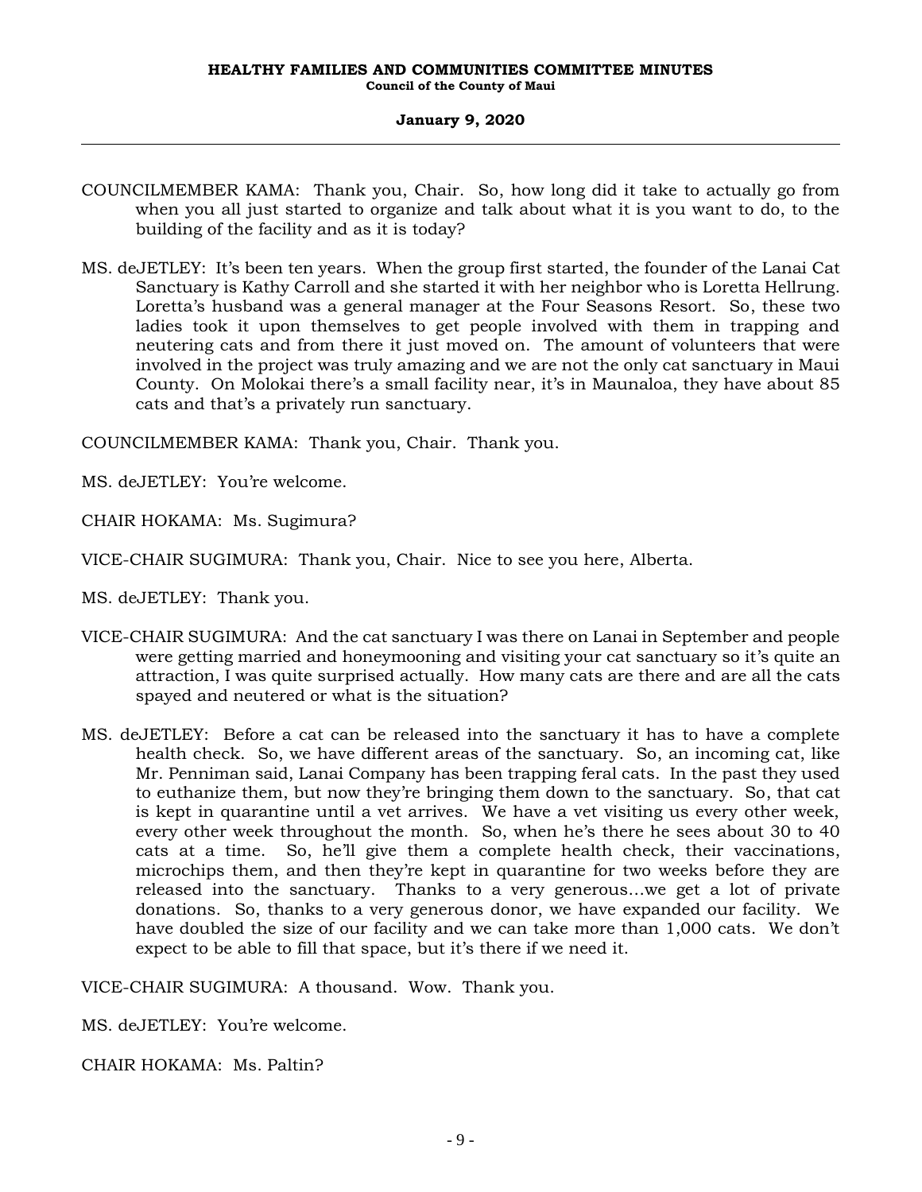COUNCILMEMBER KAMA: Thank you, Chair. So, how long did it take to actually go from when you all just started to organize and talk about what it is you want to do, to the building of the facility and as it is today?

MS. deJETLEY: It's been ten years. When the group first started, the founder of the Lanai Cat Sanctuary is Kathy Carroll and she started it with her neighbor who is Loretta Hellrung. Loretta's husband was a general manager at the Four Seasons Resort. So, these two ladies took it upon themselves to get people involved with them in trapping and neutering cats and from there it just moved on. The amount of volunteers that were involved in the project was truly amazing and we are not the only cat sanctuary in Maui County. On Molokai there's a small facility near, it's in Maunaloa, they have about 85 cats and that's a privately run sanctuary.

COUNCILMEMBER KAMA: Thank you, Chair. Thank you.

MS. deJETLEY: You're welcome.

CHAIR HOKAMA: Ms. Sugimura?

VICE-CHAIR SUGIMURA: Thank you, Chair. Nice to see you here, Alberta.

MS. deJETLEY: Thank you.

VICE-CHAIR SUGIMURA: And the cat sanctuary I was there on Lanai in September and people were getting married and honeymooning and visiting your cat sanctuary so it's quite an attraction, I was quite surprised actually. How many cats are there and are all the cats spayed and neutered or what is the situation?

MS. deJETLEY: Before a cat can be released into the sanctuary it has to have a complete health check. So, we have different areas of the sanctuary. So, an incoming cat, like Mr. Penniman said, Lanai Company has been trapping feral cats. In the past they used to euthanize them, but now they're bringing them down to the sanctuary. So, that cat is kept in quarantine until a vet arrives. We have a vet visiting us every other week, every other week throughout the month. So, when he's there he sees about 30 to 40 cats at a time. So, he'll give them a complete health check, their vaccinations, microchips them, and then they're kept in quarantine for two weeks before they are released into the sanctuary. Thanks to a very generous...we get a lot of private donations. So, thanks to a very generous donor, we have expanded our facility. We have doubled the size of our facility and we can take more than 1,000 cats. We don't expect to be able to fill that space, but it's there if we need it.

VICE-CHAIR SUGIMURA: A thousand. Wow. Thank you.

MS. deJETLEY: You're welcome.

CHAIR HOKAMA: Ms. Paltin?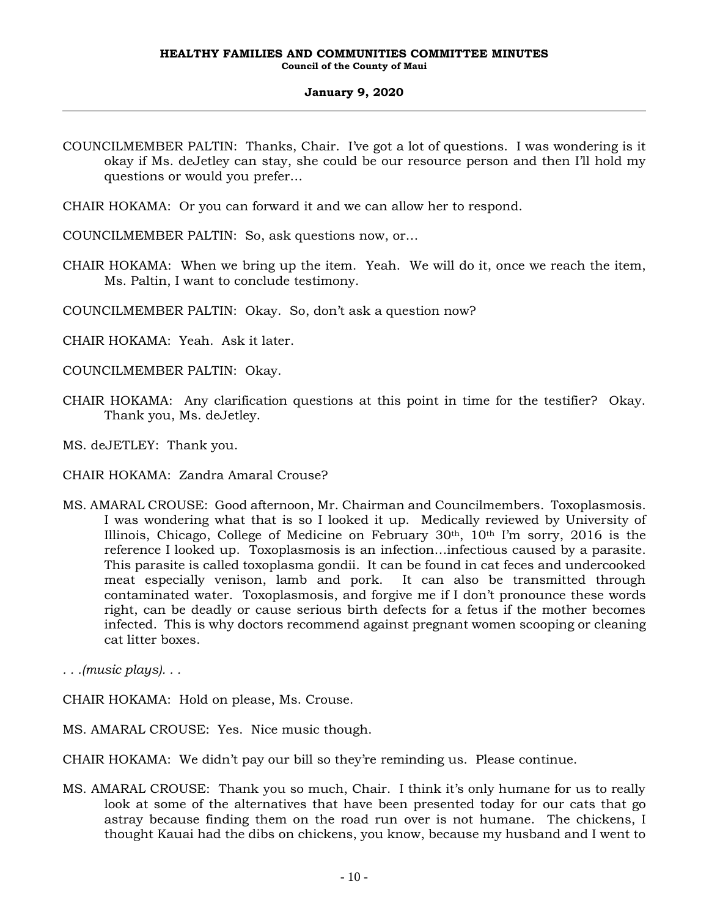COUNCILMEMBER PALTIN: Thanks, Chair. I've got a lot of questions. I was wondering is it okay if Ms. deJetley can stay, she could be our resource person and then I'll hold my questions or would you prefer…

CHAIR HOKAMA: Or you can forward it and we can allow her to respond.

COUNCILMEMBER PALTIN: So, ask questions now, or…

CHAIR HOKAMA: When we bring up the item. Yeah. We will do it, once we reach the item, Ms. Paltin, I want to conclude testimony.

COUNCILMEMBER PALTIN: Okay. So, don't ask a question now?

CHAIR HOKAMA: Yeah. Ask it later.

COUNCILMEMBER PALTIN: Okay.

CHAIR HOKAMA: Any clarification questions at this point in time for the testifier? Okay. Thank you, Ms. deJetley.

MS. deJETLEY: Thank you.

CHAIR HOKAMA: Zandra Amaral Crouse?

MS. AMARAL CROUSE: Good afternoon, Mr. Chairman and Councilmembers. Toxoplasmosis. I was wondering what that is so I looked it up. Medically reviewed by University of Illinois, Chicago, College of Medicine on February 30th, 10th I'm sorry, 2016 is the reference I looked up. Toxoplasmosis is an infection…infectious caused by a parasite. This parasite is called toxoplasma gondii. It can be found in cat feces and undercooked meat especially venison, lamb and pork. It can also be transmitted through contaminated water. Toxoplasmosis, and forgive me if I don't pronounce these words right, can be deadly or cause serious birth defects for a fetus if the mother becomes infected. This is why doctors recommend against pregnant women scooping or cleaning cat litter boxes.

*. . .(music plays). . .*

CHAIR HOKAMA: Hold on please, Ms. Crouse.

MS. AMARAL CROUSE: Yes. Nice music though.

CHAIR HOKAMA: We didn't pay our bill so they're reminding us. Please continue.

MS. AMARAL CROUSE: Thank you so much, Chair. I think it's only humane for us to really look at some of the alternatives that have been presented today for our cats that go astray because finding them on the road run over is not humane. The chickens, I thought Kauai had the dibs on chickens, you know, because my husband and I went to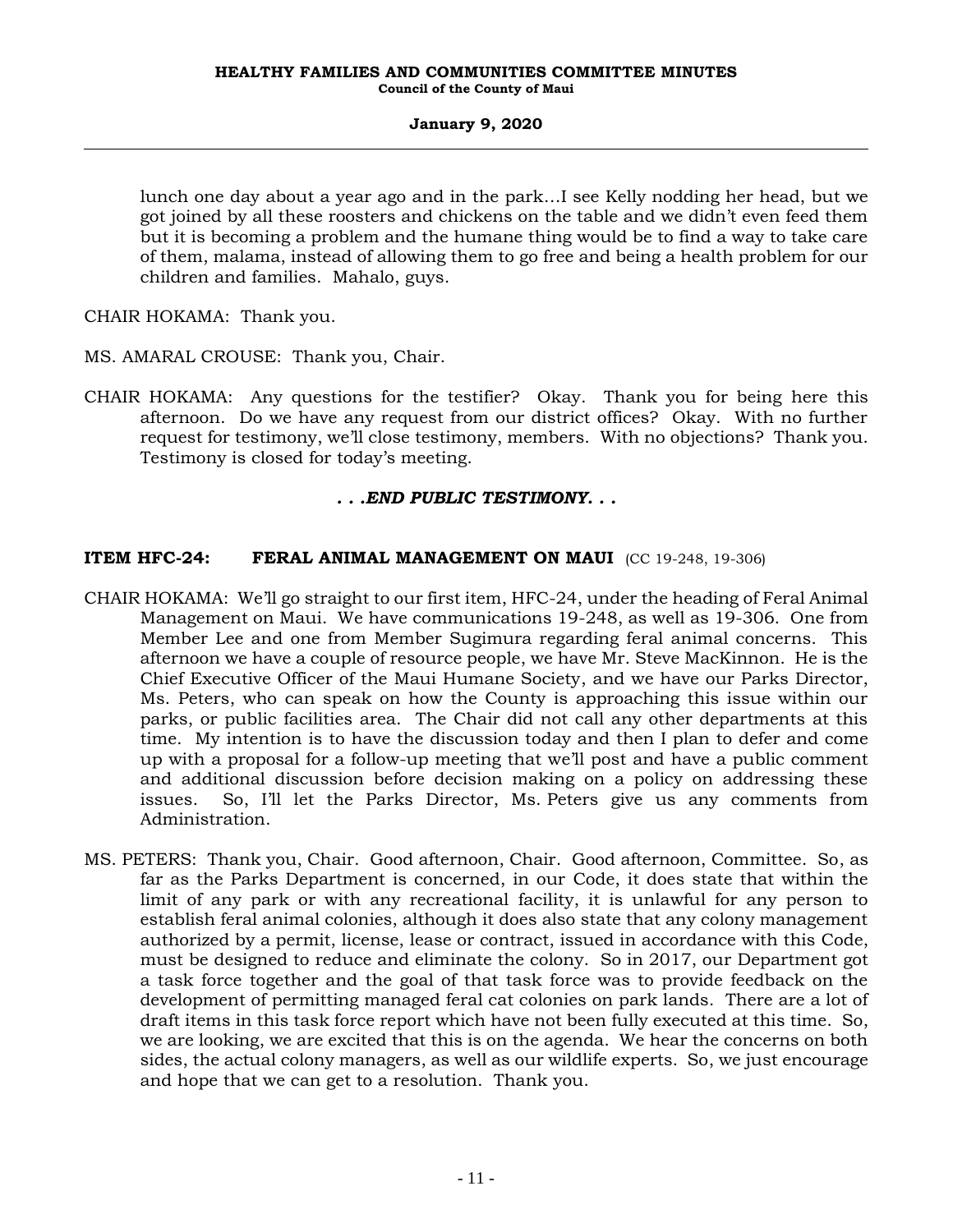lunch one day about a year ago and in the park…I see Kelly nodding her head, but we got joined by all these roosters and chickens on the table and we didn't even feed them but it is becoming a problem and the humane thing would be to find a way to take care of them, malama, instead of allowing them to go free and being a health problem for our children and families. Mahalo, guys.

CHAIR HOKAMA: Thank you.

MS. AMARAL CROUSE: Thank you, Chair.

CHAIR HOKAMA: Any questions for the testifier? Okay. Thank you for being here this afternoon. Do we have any request from our district offices? Okay. With no further request for testimony, we'll close testimony, members. With no objections? Thank you. Testimony is closed for today's meeting.

***. . .END PUBLIC TESTIMONY. . .***

**ITEM HFC-24: FERAL ANIMAL MANAGEMENT ON MAUI** (CC 19-248, 19-306)

CHAIR HOKAMA: We'll go straight to our first item, HFC-24, under the heading of Feral Animal Management on Maui. We have communications 19-248, as well as 19-306. One from Member Lee and one from Member Sugimura regarding feral animal concerns. This afternoon we have a couple of resource people, we have Mr. Steve MacKinnon. He is the Chief Executive Officer of the Maui Humane Society, and we have our Parks Director, Ms. Peters, who can speak on how the County is approaching this issue within our parks, or public facilities area. The Chair did not call any other departments at this time. My intention is to have the discussion today and then I plan to defer and come up with a proposal for a follow-up meeting that we'll post and have a public comment and additional discussion before decision making on a policy on addressing these issues. So, I'll let the Parks Director, Ms. Peters give us any comments from Administration.

MS. PETERS: Thank you, Chair. Good afternoon, Chair. Good afternoon, Committee. So, as far as the Parks Department is concerned, in our Code, it does state that within the limit of any park or with any recreational facility, it is unlawful for any person to establish feral animal colonies, although it does also state that any colony management authorized by a permit, license, lease or contract, issued in accordance with this Code, must be designed to reduce and eliminate the colony. So in 2017, our Department got a task force together and the goal of that task force was to provide feedback on the development of permitting managed feral cat colonies on park lands. There are a lot of draft items in this task force report which have not been fully executed at this time. So, we are looking, we are excited that this is on the agenda. We hear the concerns on both sides, the actual colony managers, as well as our wildlife experts. So, we just encourage and hope that we can get to a resolution. Thank you.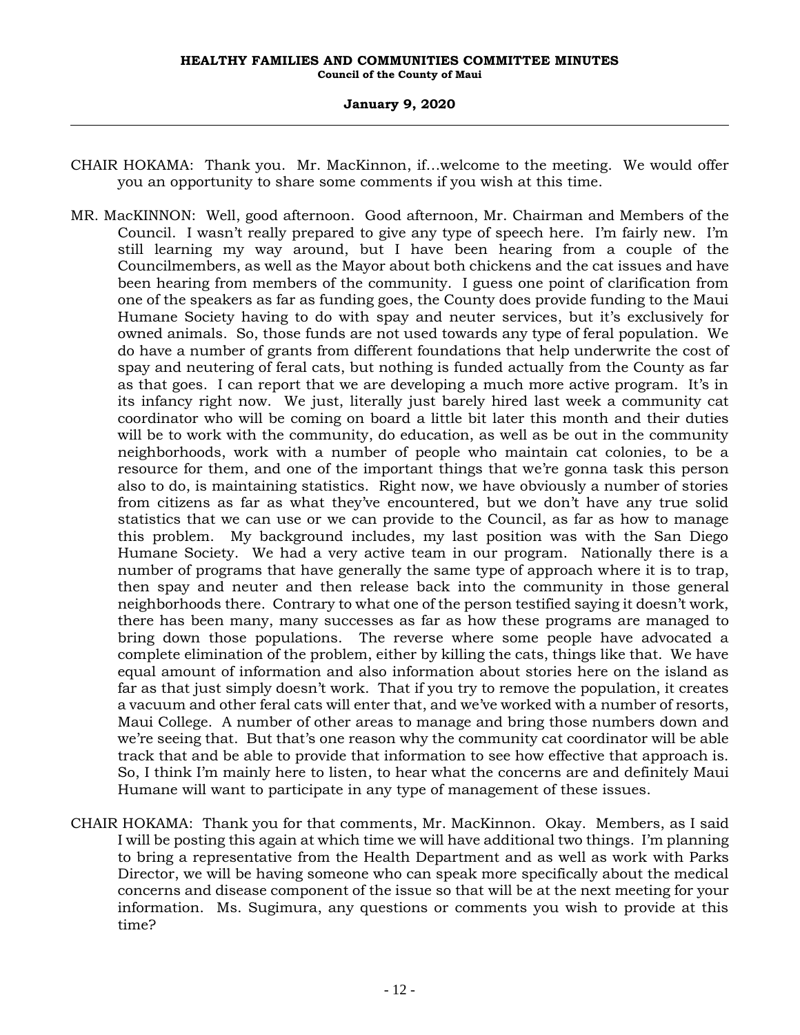CHAIR HOKAMA: Thank you. Mr. MacKinnon, if...welcome to the meeting. We would offer you an opportunity to share some comments if you wish at this time.

MR. MacKINNON: Well, good afternoon. Good afternoon, Mr. Chairman and Members of the Council. I wasn't really prepared to give any type of speech here. I'm fairly new. I'm still learning my way around, but I have been hearing from a couple of the Councilmembers, as well as the Mayor about both chickens and the cat issues and have been hearing from members of the community. I guess one point of clarification from one of the speakers as far as funding goes, the County does provide funding to the Maui Humane Society having to do with spay and neuter services, but it's exclusively for owned animals. So, those funds are not used towards any type of feral population. We do have a number of grants from different foundations that help underwrite the cost of spay and neutering of feral cats, but nothing is funded actually from the County as far as that goes. I can report that we are developing a much more active program. It's in its infancy right now. We just, literally just barely hired last week a community cat coordinator who will be coming on board a little bit later this month and their duties will be to work with the community, do education, as well as be out in the community neighborhoods, work with a number of people who maintain cat colonies, to be a resource for them, and one of the important things that we're gonna task this person also to do, is maintaining statistics. Right now, we have obviously a number of stories from citizens as far as what they've encountered, but we don't have any true solid statistics that we can use or we can provide to the Council, as far as how to manage this problem. My background includes, my last position was with the San Diego Humane Society. We had a very active team in our program. Nationally there is a number of programs that have generally the same type of approach where it is to trap, then spay and neuter and then release back into the community in those general neighborhoods there. Contrary to what one of the person testified saying it doesn't work, there has been many, many successes as far as how these programs are managed to bring down those populations. The reverse where some people have advocated a complete elimination of the problem, either by killing the cats, things like that. We have equal amount of information and also information about stories here on the island as far as that just simply doesn't work. That if you try to remove the population, it creates a vacuum and other feral cats will enter that, and we've worked with a number of resorts, Maui College. A number of other areas to manage and bring those numbers down and we're seeing that. But that's one reason why the community cat coordinator will be able track that and be able to provide that information to see how effective that approach is. So, I think I'm mainly here to listen, to hear what the concerns are and definitely Maui Humane will want to participate in any type of management of these issues.

CHAIR HOKAMA: Thank you for that comments, Mr. MacKinnon. Okay. Members, as I said I will be posting this again at which time we will have additional two things. I'm planning to bring a representative from the Health Department and as well as work with Parks Director, we will be having someone who can speak more specifically about the medical concerns and disease component of the issue so that will be at the next meeting for your information. Ms. Sugimura, any questions or comments you wish to provide at this time?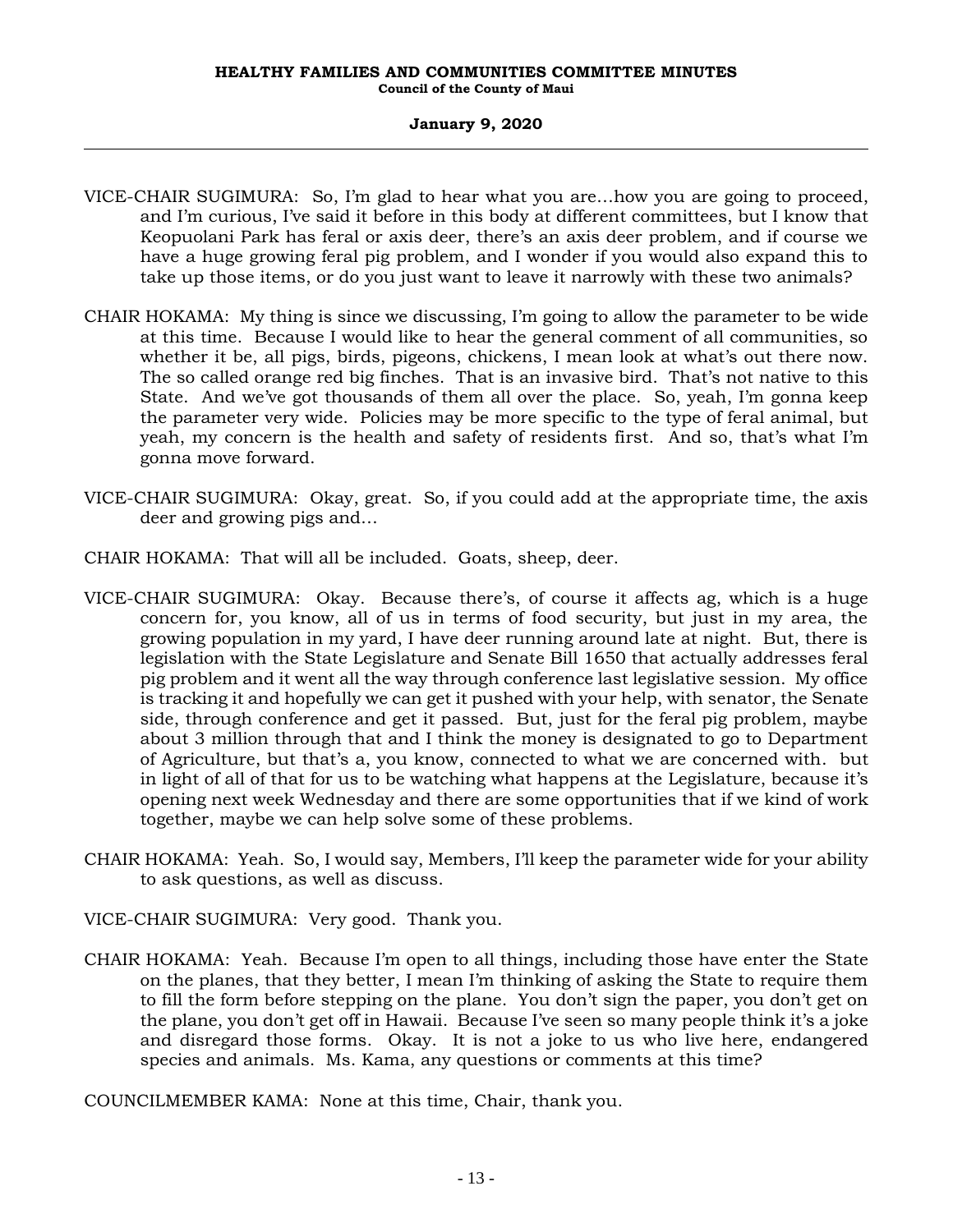VICE-CHAIR SUGIMURA: So, I'm glad to hear what you are…how you are going to proceed, and I'm curious, I've said it before in this body at different committees, but I know that Keopuolani Park has feral or axis deer, there's an axis deer problem, and if course we have a huge growing feral pig problem, and I wonder if you would also expand this to take up those items, or do you just want to leave it narrowly with these two animals?

CHAIR HOKAMA: My thing is since we discussing, I'm going to allow the parameter to be wide at this time. Because I would like to hear the general comment of all communities, so whether it be, all pigs, birds, pigeons, chickens, I mean look at what's out there now. The so called orange red big finches. That is an invasive bird. That's not native to this State. And we've got thousands of them all over the place. So, yeah, I'm gonna keep the parameter very wide. Policies may be more specific to the type of feral animal, but yeah, my concern is the health and safety of residents first. And so, that's what I'm gonna move forward.

VICE-CHAIR SUGIMURA: Okay, great. So, if you could add at the appropriate time, the axis deer and growing pigs and…

CHAIR HOKAMA: That will all be included. Goats, sheep, deer.

VICE-CHAIR SUGIMURA: Okay. Because there's, of course it affects ag, which is a huge concern for, you know, all of us in terms of food security, but just in my area, the growing population in my yard, I have deer running around late at night. But, there is legislation with the State Legislature and Senate Bill 1650 that actually addresses feral pig problem and it went all the way through conference last legislative session. My office is tracking it and hopefully we can get it pushed with your help, with senator, the Senate side, through conference and get it passed. But, just for the feral pig problem, maybe about 3 million through that and I think the money is designated to go to Department of Agriculture, but that's a, you know, connected to what we are concerned with. but in light of all of that for us to be watching what happens at the Legislature, because it's opening next week Wednesday and there are some opportunities that if we kind of work together, maybe we can help solve some of these problems.

CHAIR HOKAMA: Yeah. So, I would say, Members, I'll keep the parameter wide for your ability to ask questions, as well as discuss.

VICE-CHAIR SUGIMURA: Very good. Thank you.

CHAIR HOKAMA: Yeah. Because I'm open to all things, including those have enter the State on the planes, that they better, I mean I'm thinking of asking the State to require them to fill the form before stepping on the plane. You don't sign the paper, you don't get on the plane, you don't get off in Hawaii. Because I've seen so many people think it's a joke and disregard those forms. Okay. It is not a joke to us who live here, endangered species and animals. Ms. Kama, any questions or comments at this time?

COUNCILMEMBER KAMA: None at this time, Chair, thank you.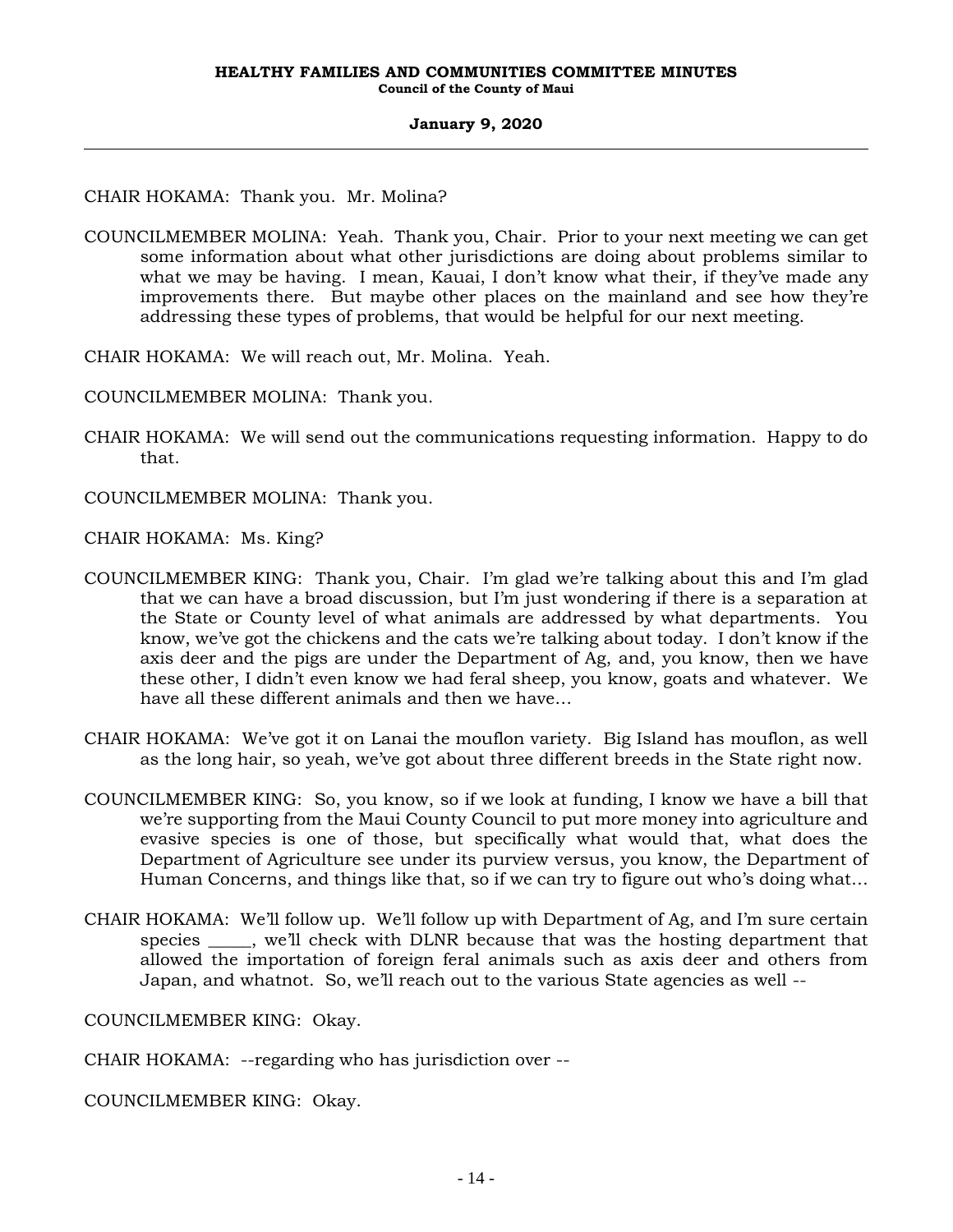CHAIR HOKAMA: Thank you. Mr. Molina?

COUNCILMEMBER MOLINA: Yeah. Thank you, Chair. Prior to your next meeting we can get some information about what other jurisdictions are doing about problems similar to what we may be having. I mean, Kauai, I don't know what their, if they've made any improvements there. But maybe other places on the mainland and see how they're addressing these types of problems, that would be helpful for our next meeting.

CHAIR HOKAMA: We will reach out, Mr. Molina. Yeah.

COUNCILMEMBER MOLINA: Thank you.

CHAIR HOKAMA: We will send out the communications requesting information. Happy to do that.

COUNCILMEMBER MOLINA: Thank you.

CHAIR HOKAMA: Ms. King?

COUNCILMEMBER KING: Thank you, Chair. I'm glad we're talking about this and I'm glad that we can have a broad discussion, but I'm just wondering if there is a separation at the State or County level of what animals are addressed by what departments. You know, we've got the chickens and the cats we're talking about today. I don't know if the axis deer and the pigs are under the Department of Ag, and, you know, then we have these other, I didn't even know we had feral sheep, you know, goats and whatever. We have all these different animals and then we have…

CHAIR HOKAMA: We've got it on Lanai the mouflon variety. Big Island has mouflon, as well as the long hair, so yeah, we've got about three different breeds in the State right now.

COUNCILMEMBER KING: So, you know, so if we look at funding, I know we have a bill that we're supporting from the Maui County Council to put more money into agriculture and evasive species is one of those, but specifically what would that, what does the Department of Agriculture see under its purview versus, you know, the Department of Human Concerns, and things like that, so if we can try to figure out who's doing what…

CHAIR HOKAMA: We'll follow up. We'll follow up with Department of Ag, and I'm sure certain species _____, we'll check with DLNR because that was the hosting department that allowed the importation of foreign feral animals such as axis deer and others from Japan, and whatnot. So, we'll reach out to the various State agencies as well --

COUNCILMEMBER KING: Okay.

CHAIR HOKAMA: --regarding who has jurisdiction over --

COUNCILMEMBER KING: Okay.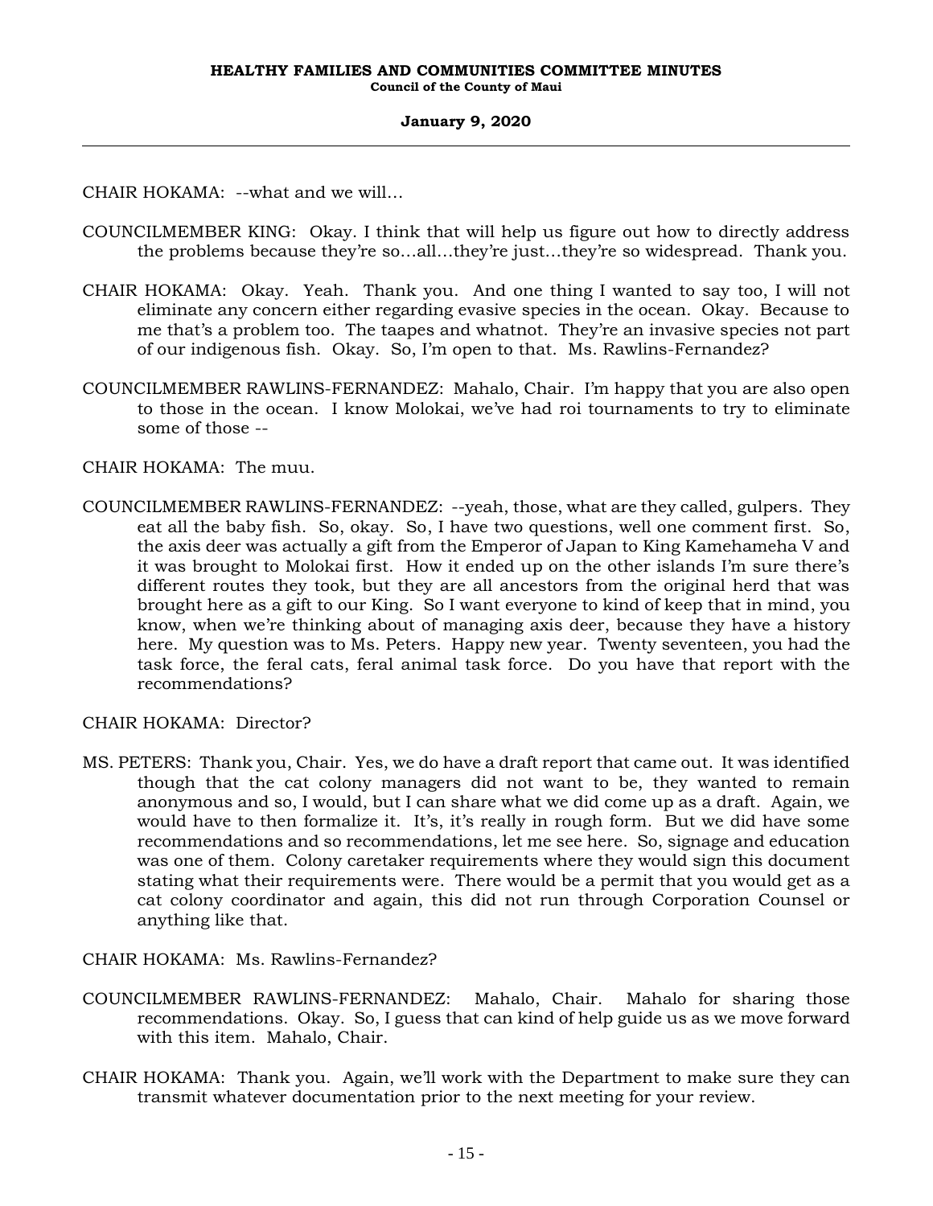CHAIR HOKAMA: --what and we will…

COUNCILMEMBER KING: Okay. I think that will help us figure out how to directly address the problems because they're so…all…they're just…they're so widespread. Thank you.

CHAIR HOKAMA: Okay. Yeah. Thank you. And one thing I wanted to say too, I will not eliminate any concern either regarding evasive species in the ocean. Okay. Because to me that's a problem too. The taapes and whatnot. They're an invasive species not part of our indigenous fish. Okay. So, I'm open to that. Ms. Rawlins-Fernandez?

COUNCILMEMBER RAWLINS-FERNANDEZ: Mahalo, Chair. I'm happy that you are also open to those in the ocean. I know Molokai, we've had roi tournaments to try to eliminate some of those --

CHAIR HOKAMA: The muu.

COUNCILMEMBER RAWLINS-FERNANDEZ: --yeah, those, what are they called, gulpers. They eat all the baby fish. So, okay. So, I have two questions, well one comment first. So, the axis deer was actually a gift from the Emperor of Japan to King Kamehameha V and it was brought to Molokai first. How it ended up on the other islands I'm sure there's different routes they took, but they are all ancestors from the original herd that was brought here as a gift to our King. So I want everyone to kind of keep that in mind, you know, when we're thinking about of managing axis deer, because they have a history here. My question was to Ms. Peters. Happy new year. Twenty seventeen, you had the task force, the feral cats, feral animal task force. Do you have that report with the recommendations?

CHAIR HOKAMA: Director?

MS. PETERS: Thank you, Chair. Yes, we do have a draft report that came out. It was identified though that the cat colony managers did not want to be, they wanted to remain anonymous and so, I would, but I can share what we did come up as a draft. Again, we would have to then formalize it. It's, it's really in rough form. But we did have some recommendations and so recommendations, let me see here. So, signage and education was one of them. Colony caretaker requirements where they would sign this document stating what their requirements were. There would be a permit that you would get as a cat colony coordinator and again, this did not run through Corporation Counsel or anything like that.

CHAIR HOKAMA: Ms. Rawlins-Fernandez?

COUNCILMEMBER RAWLINS-FERNANDEZ: Mahalo, Chair. Mahalo for sharing those recommendations. Okay. So, I guess that can kind of help guide us as we move forward with this item. Mahalo, Chair.

CHAIR HOKAMA: Thank you. Again, we'll work with the Department to make sure they can transmit whatever documentation prior to the next meeting for your review.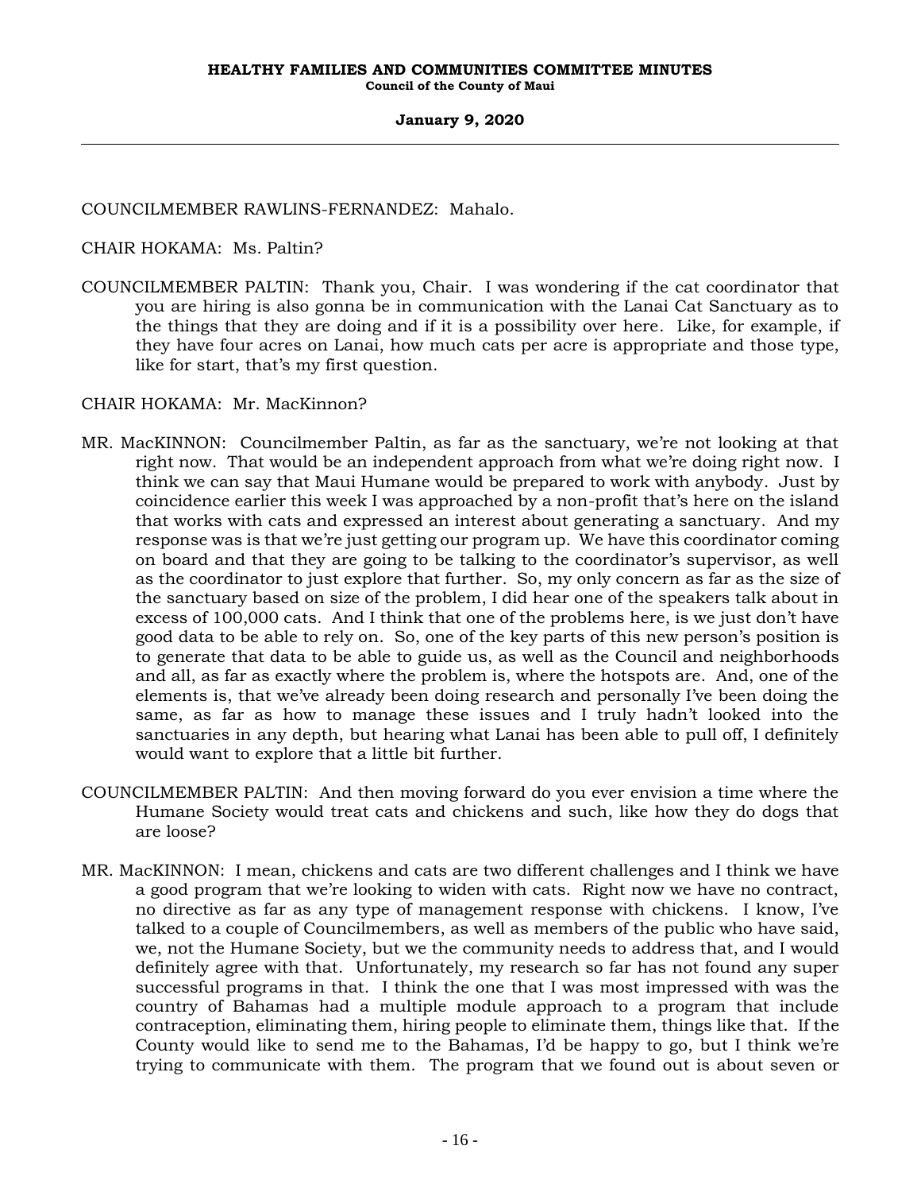COUNCILMEMBER RAWLINS-FERNANDEZ: Mahalo.

CHAIR HOKAMA: Ms. Paltin?

COUNCILMEMBER PALTIN: Thank you, Chair. I was wondering if the cat coordinator that you are hiring is also gonna be in communication with the Lanai Cat Sanctuary as to the things that they are doing and if it is a possibility over here. Like, for example, if they have four acres on Lanai, how much cats per acre is appropriate and those type, like for start, that's my first question.

CHAIR HOKAMA: Mr. MacKinnon?

MR. MacKINNON: Councilmember Paltin, as far as the sanctuary, we're not looking at that right now. That would be an independent approach from what we're doing right now. I think we can say that Maui Humane would be prepared to work with anybody. Just by coincidence earlier this week I was approached by a non-profit that's here on the island that works with cats and expressed an interest about generating a sanctuary. And my response was is that we're just getting our program up. We have this coordinator coming on board and that they are going to be talking to the coordinator's supervisor, as well as the coordinator to just explore that further. So, my only concern as far as the size of the sanctuary based on size of the problem, I did hear one of the speakers talk about in excess of 100,000 cats. And I think that one of the problems here, is we just don't have good data to be able to rely on. So, one of the key parts of this new person's position is to generate that data to be able to guide us, as well as the Council and neighborhoods and all, as far as exactly where the problem is, where the hotspots are. And, one of the elements is, that we've already been doing research and personally I've been doing the same, as far as how to manage these issues and I truly hadn't looked into the sanctuaries in any depth, but hearing what Lanai has been able to pull off, I definitely would want to explore that a little bit further.

COUNCILMEMBER PALTIN: And then moving forward do you ever envision a time where the Humane Society would treat cats and chickens and such, like how they do dogs that are loose?

MR. MacKINNON: I mean, chickens and cats are two different challenges and I think we have a good program that we're looking to widen with cats. Right now we have no contract, no directive as far as any type of management response with chickens. I know, I've talked to a couple of Councilmembers, as well as members of the public who have said, we, not the Humane Society, but we the community needs to address that, and I would definitely agree with that. Unfortunately, my research so far has not found any super successful programs in that. I think the one that I was most impressed with was the country of Bahamas had a multiple module approach to a program that include contraception, eliminating them, hiring people to eliminate them, things like that. If the County would like to send me to the Bahamas, I'd be happy to go, but I think we're trying to communicate with them. The program that we found out is about seven or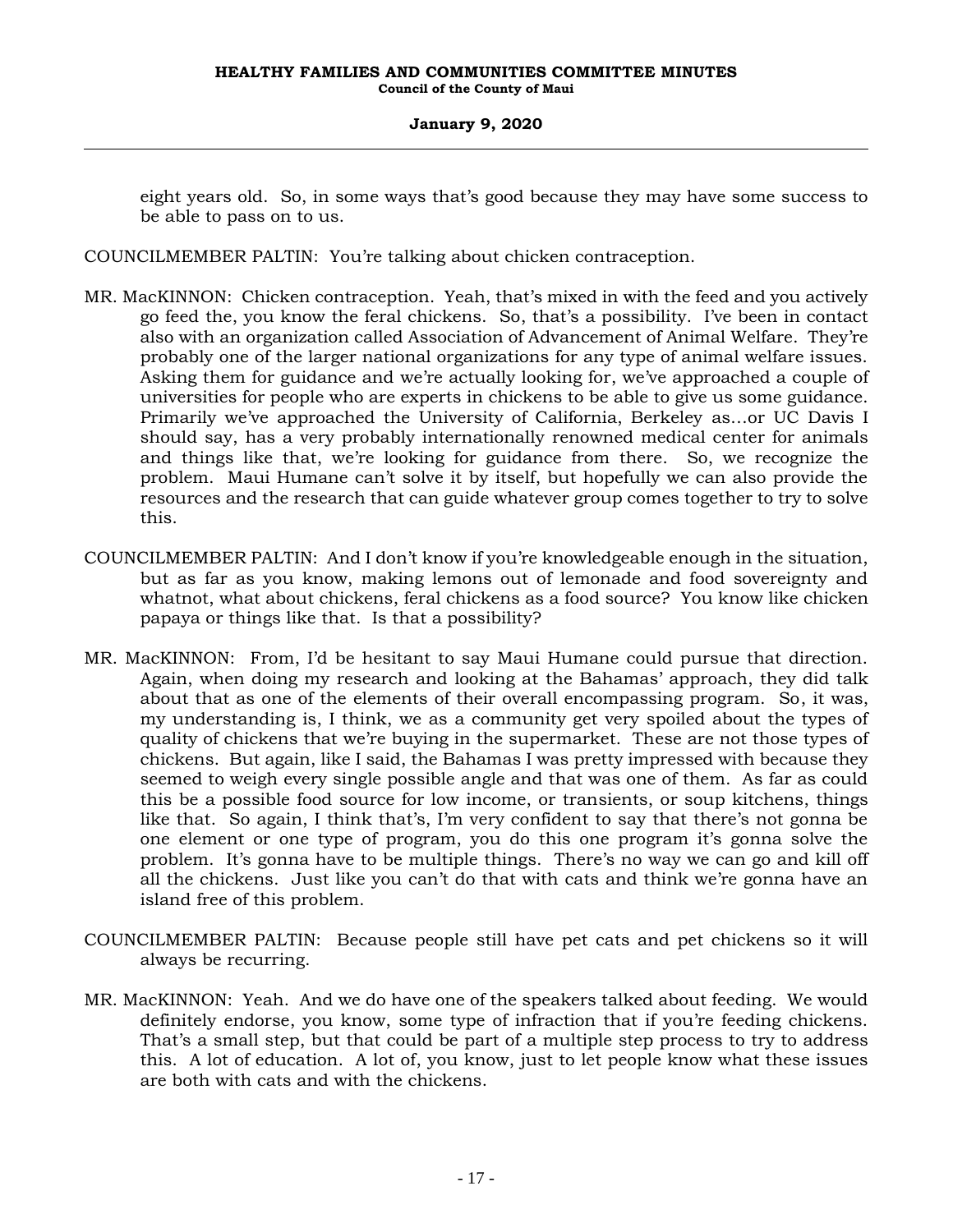eight years old. So, in some ways that's good because they may have some success to be able to pass on to us.

COUNCILMEMBER PALTIN: You're talking about chicken contraception.

MR. MacKINNON: Chicken contraception. Yeah, that's mixed in with the feed and you actively go feed the, you know the feral chickens. So, that's a possibility. I've been in contact also with an organization called Association of Advancement of Animal Welfare. They're probably one of the larger national organizations for any type of animal welfare issues. Asking them for guidance and we're actually looking for, we've approached a couple of universities for people who are experts in chickens to be able to give us some guidance. Primarily we've approached the University of California, Berkeley as…or UC Davis I should say, has a very probably internationally renowned medical center for animals and things like that, we're looking for guidance from there. So, we recognize the problem. Maui Humane can't solve it by itself, but hopefully we can also provide the resources and the research that can guide whatever group comes together to try to solve this.

COUNCILMEMBER PALTIN: And I don't know if you're knowledgeable enough in the situation, but as far as you know, making lemons out of lemonade and food sovereignty and whatnot, what about chickens, feral chickens as a food source? You know like chicken papaya or things like that. Is that a possibility?

MR. MacKINNON: From, I'd be hesitant to say Maui Humane could pursue that direction. Again, when doing my research and looking at the Bahamas' approach, they did talk about that as one of the elements of their overall encompassing program. So, it was, my understanding is, I think, we as a community get very spoiled about the types of quality of chickens that we're buying in the supermarket. These are not those types of chickens. But again, like I said, the Bahamas I was pretty impressed with because they seemed to weigh every single possible angle and that was one of them. As far as could this be a possible food source for low income, or transients, or soup kitchens, things like that. So again, I think that's, I'm very confident to say that there's not gonna be one element or one type of program, you do this one program it's gonna solve the problem. It's gonna have to be multiple things. There's no way we can go and kill off all the chickens. Just like you can't do that with cats and think we're gonna have an island free of this problem.

COUNCILMEMBER PALTIN: Because people still have pet cats and pet chickens so it will always be recurring.

MR. MacKINNON: Yeah. And we do have one of the speakers talked about feeding. We would definitely endorse, you know, some type of infraction that if you're feeding chickens. That's a small step, but that could be part of a multiple step process to try to address this. A lot of education. A lot of, you know, just to let people know what these issues are both with cats and with the chickens.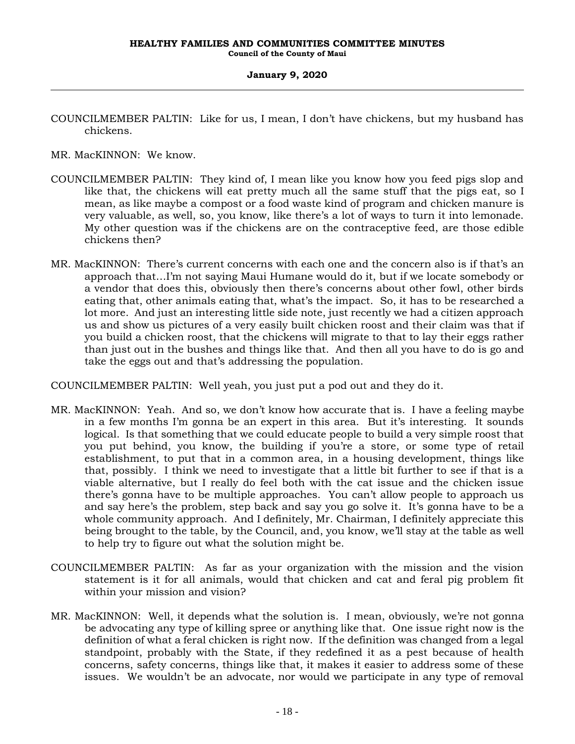COUNCILMEMBER PALTIN: Like for us, I mean, I don't have chickens, but my husband has chickens.

MR. MacKINNON: We know.

COUNCILMEMBER PALTIN: They kind of, I mean like you know how you feed pigs slop and like that, the chickens will eat pretty much all the same stuff that the pigs eat, so I mean, as like maybe a compost or a food waste kind of program and chicken manure is very valuable, as well, so, you know, like there's a lot of ways to turn it into lemonade. My other question was if the chickens are on the contraceptive feed, are those edible chickens then?

MR. MacKINNON: There's current concerns with each one and the concern also is if that's an approach that…I'm not saying Maui Humane would do it, but if we locate somebody or a vendor that does this, obviously then there's concerns about other fowl, other birds eating that, other animals eating that, what's the impact. So, it has to be researched a lot more. And just an interesting little side note, just recently we had a citizen approach us and show us pictures of a very easily built chicken roost and their claim was that if you build a chicken roost, that the chickens will migrate to that to lay their eggs rather than just out in the bushes and things like that. And then all you have to do is go and take the eggs out and that's addressing the population.

COUNCILMEMBER PALTIN: Well yeah, you just put a pod out and they do it.

MR. MacKINNON: Yeah. And so, we don't know how accurate that is. I have a feeling maybe in a few months I'm gonna be an expert in this area. But it's interesting. It sounds logical. Is that something that we could educate people to build a very simple roost that you put behind, you know, the building if you're a store, or some type of retail establishment, to put that in a common area, in a housing development, things like that, possibly. I think we need to investigate that a little bit further to see if that is a viable alternative, but I really do feel both with the cat issue and the chicken issue there's gonna have to be multiple approaches. You can't allow people to approach us and say here's the problem, step back and say you go solve it. It's gonna have to be a whole community approach. And I definitely, Mr. Chairman, I definitely appreciate this being brought to the table, by the Council, and, you know, we'll stay at the table as well to help try to figure out what the solution might be.

COUNCILMEMBER PALTIN: As far as your organization with the mission and the vision statement is it for all animals, would that chicken and cat and feral pig problem fit within your mission and vision?

MR. MacKINNON: Well, it depends what the solution is. I mean, obviously, we're not gonna be advocating any type of killing spree or anything like that. One issue right now is the definition of what a feral chicken is right now. If the definition was changed from a legal standpoint, probably with the State, if they redefined it as a pest because of health concerns, safety concerns, things like that, it makes it easier to address some of these issues. We wouldn't be an advocate, nor would we participate in any type of removal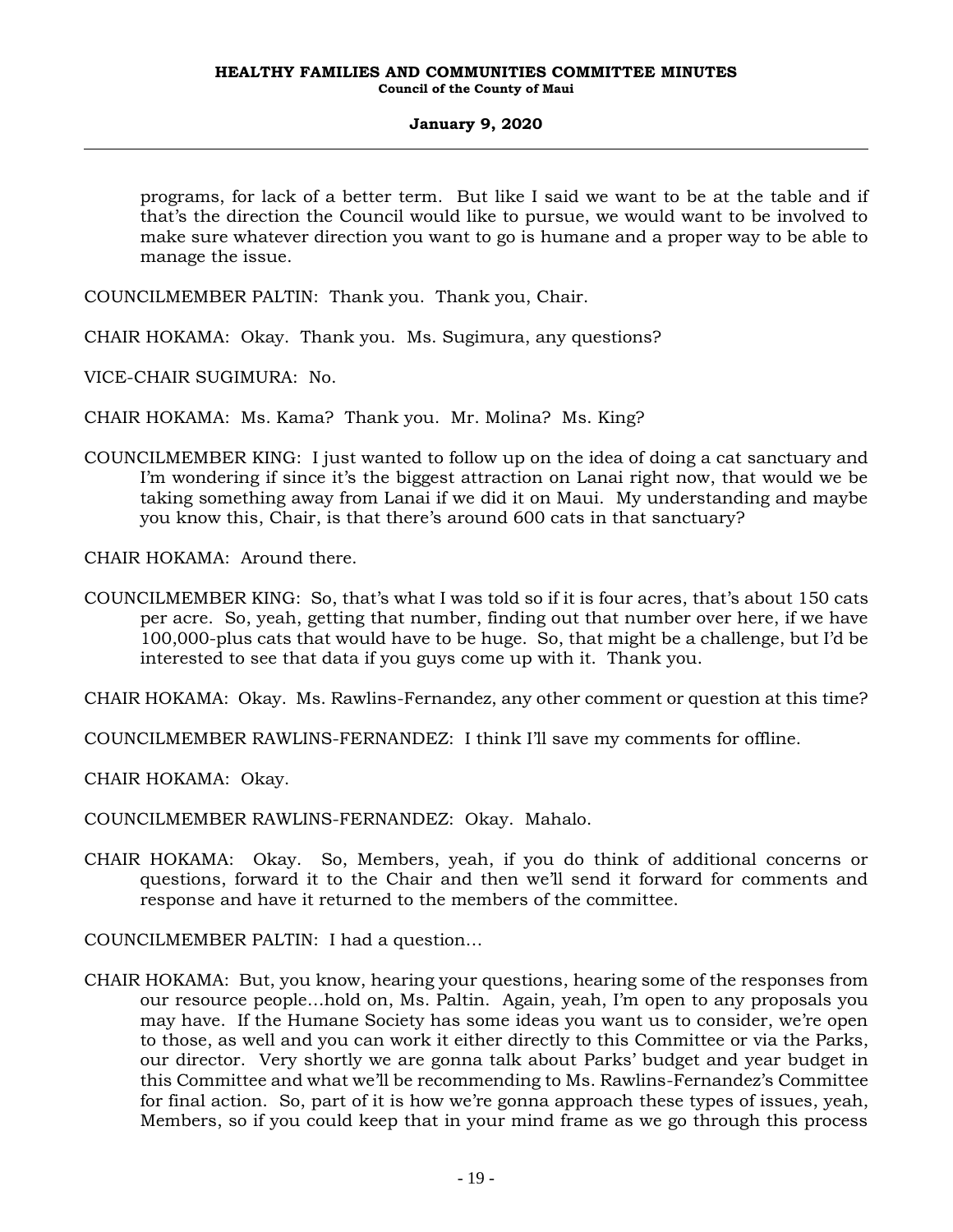programs, for lack of a better term. But like I said we want to be at the table and if that's the direction the Council would like to pursue, we would want to be involved to make sure whatever direction you want to go is humane and a proper way to be able to manage the issue.

COUNCILMEMBER PALTIN: Thank you. Thank you, Chair.

CHAIR HOKAMA: Okay. Thank you. Ms. Sugimura, any questions?

VICE-CHAIR SUGIMURA: No.

CHAIR HOKAMA: Ms. Kama? Thank you. Mr. Molina? Ms. King?

COUNCILMEMBER KING: I just wanted to follow up on the idea of doing a cat sanctuary and I'm wondering if since it's the biggest attraction on Lanai right now, that would we be taking something away from Lanai if we did it on Maui. My understanding and maybe you know this, Chair, is that there's around 600 cats in that sanctuary?

CHAIR HOKAMA: Around there.

COUNCILMEMBER KING: So, that's what I was told so if it is four acres, that's about 150 cats per acre. So, yeah, getting that number, finding out that number over here, if we have 100,000-plus cats that would have to be huge. So, that might be a challenge, but I'd be interested to see that data if you guys come up with it. Thank you.

CHAIR HOKAMA: Okay. Ms. Rawlins-Fernandez, any other comment or question at this time?

COUNCILMEMBER RAWLINS-FERNANDEZ: I think I'll save my comments for offline.

CHAIR HOKAMA: Okay.

COUNCILMEMBER RAWLINS-FERNANDEZ: Okay. Mahalo.

CHAIR HOKAMA: Okay. So, Members, yeah, if you do think of additional concerns or questions, forward it to the Chair and then we'll send it forward for comments and response and have it returned to the members of the committee.

COUNCILMEMBER PALTIN: I had a question...

CHAIR HOKAMA: But, you know, hearing your questions, hearing some of the responses from our resource people...hold on, Ms. Paltin. Again, yeah, I'm open to any proposals you may have. If the Humane Society has some ideas you want us to consider, we're open to those, as well and you can work it either directly to this Committee or via the Parks, our director. Very shortly we are gonna talk about Parks' budget and year budget in this Committee and what we'll be recommending to Ms. Rawlins-Fernandez's Committee for final action. So, part of it is how we're gonna approach these types of issues, yeah, Members, so if you could keep that in your mind frame as we go through this process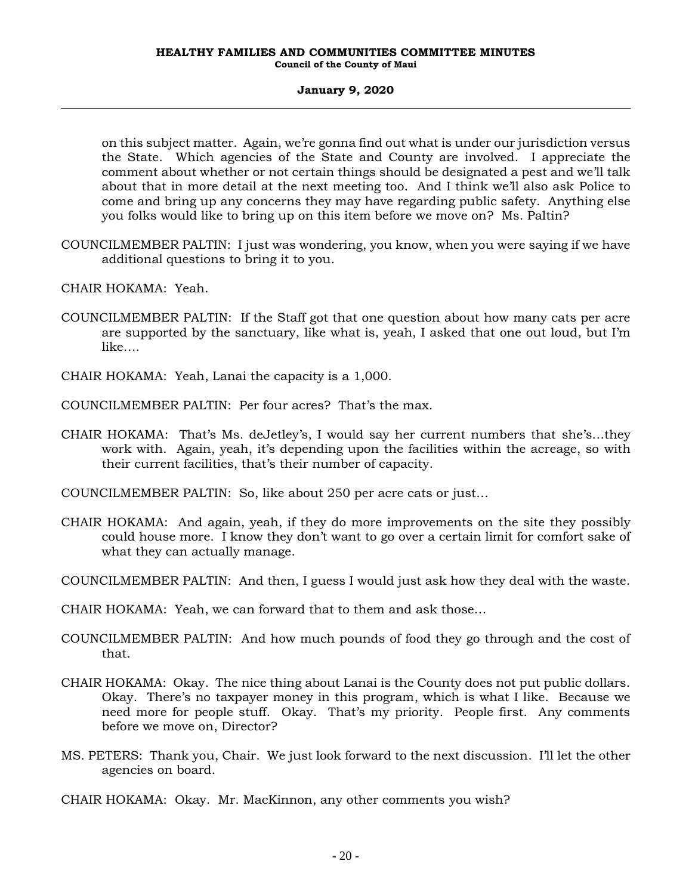on this subject matter. Again, we're gonna find out what is under our jurisdiction versus the State. Which agencies of the State and County are involved. I appreciate the comment about whether or not certain things should be designated a pest and we'll talk about that in more detail at the next meeting too. And I think we'll also ask Police to come and bring up any concerns they may have regarding public safety. Anything else you folks would like to bring up on this item before we move on? Ms. Paltin?

COUNCILMEMBER PALTIN: I just was wondering, you know, when you were saying if we have additional questions to bring it to you.

CHAIR HOKAMA: Yeah.

COUNCILMEMBER PALTIN: If the Staff got that one question about how many cats per acre are supported by the sanctuary, like what is, yeah, I asked that one out loud, but I'm like....

CHAIR HOKAMA: Yeah, Lanai the capacity is a 1,000.

COUNCILMEMBER PALTIN: Per four acres? That's the max.

CHAIR HOKAMA: That's Ms. deJetley's, I would say her current numbers that she's...they work with. Again, yeah, it's depending upon the facilities within the acreage, so with their current facilities, that's their number of capacity.

COUNCILMEMBER PALTIN: So, like about 250 per acre cats or just...

CHAIR HOKAMA: And again, yeah, if they do more improvements on the site they possibly could house more. I know they don't want to go over a certain limit for comfort sake of what they can actually manage.

COUNCILMEMBER PALTIN: And then, I guess I would just ask how they deal with the waste.

CHAIR HOKAMA: Yeah, we can forward that to them and ask those...

COUNCILMEMBER PALTIN: And how much pounds of food they go through and the cost of that.

CHAIR HOKAMA: Okay. The nice thing about Lanai is the County does not put public dollars. Okay. There's no taxpayer money in this program, which is what I like. Because we need more for people stuff. Okay. That's my priority. People first. Any comments before we move on, Director?

MS. PETERS: Thank you, Chair. We just look forward to the next discussion. I'll let the other agencies on board.

CHAIR HOKAMA: Okay. Mr. MacKinnon, any other comments you wish?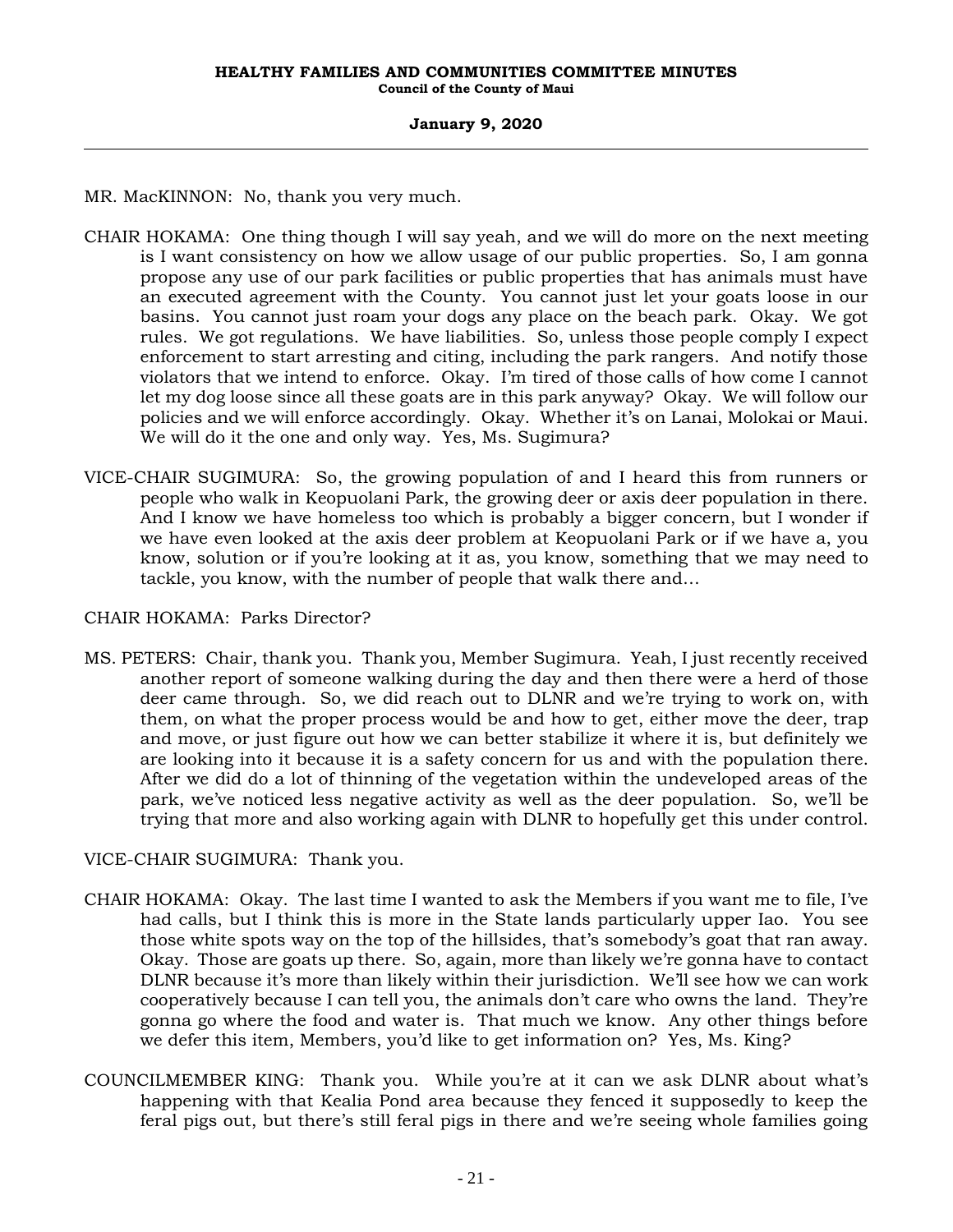MR. MacKINNON: No, thank you very much.

CHAIR HOKAMA: One thing though I will say yeah, and we will do more on the next meeting is I want consistency on how we allow usage of our public properties. So, I am gonna propose any use of our park facilities or public properties that has animals must have an executed agreement with the County. You cannot just let your goats loose in our basins. You cannot just roam your dogs any place on the beach park. Okay. We got rules. We got regulations. We have liabilities. So, unless those people comply I expect enforcement to start arresting and citing, including the park rangers. And notify those violators that we intend to enforce. Okay. I'm tired of those calls of how come I cannot let my dog loose since all these goats are in this park anyway? Okay. We will follow our policies and we will enforce accordingly. Okay. Whether it's on Lanai, Molokai or Maui. We will do it the one and only way. Yes, Ms. Sugimura?

VICE-CHAIR SUGIMURA: So, the growing population of and I heard this from runners or people who walk in Keopuolani Park, the growing deer or axis deer population in there. And I know we have homeless too which is probably a bigger concern, but I wonder if we have even looked at the axis deer problem at Keopuolani Park or if we have a, you know, solution or if you're looking at it as, you know, something that we may need to tackle, you know, with the number of people that walk there and…

CHAIR HOKAMA: Parks Director?

MS. PETERS: Chair, thank you. Thank you, Member Sugimura. Yeah, I just recently received another report of someone walking during the day and then there were a herd of those deer came through. So, we did reach out to DLNR and we're trying to work on, with them, on what the proper process would be and how to get, either move the deer, trap and move, or just figure out how we can better stabilize it where it is, but definitely we are looking into it because it is a safety concern for us and with the population there. After we did do a lot of thinning of the vegetation within the undeveloped areas of the park, we've noticed less negative activity as well as the deer population. So, we'll be trying that more and also working again with DLNR to hopefully get this under control.

VICE-CHAIR SUGIMURA: Thank you.

CHAIR HOKAMA: Okay. The last time I wanted to ask the Members if you want me to file, I've had calls, but I think this is more in the State lands particularly upper Iao. You see those white spots way on the top of the hillsides, that's somebody's goat that ran away. Okay. Those are goats up there. So, again, more than likely we're gonna have to contact DLNR because it's more than likely within their jurisdiction. We'll see how we can work cooperatively because I can tell you, the animals don't care who owns the land. They're gonna go where the food and water is. That much we know. Any other things before we defer this item, Members, you'd like to get information on? Yes, Ms. King?

COUNCILMEMBER KING: Thank you. While you're at it can we ask DLNR about what's happening with that Kealia Pond area because they fenced it supposedly to keep the feral pigs out, but there's still feral pigs in there and we're seeing whole families going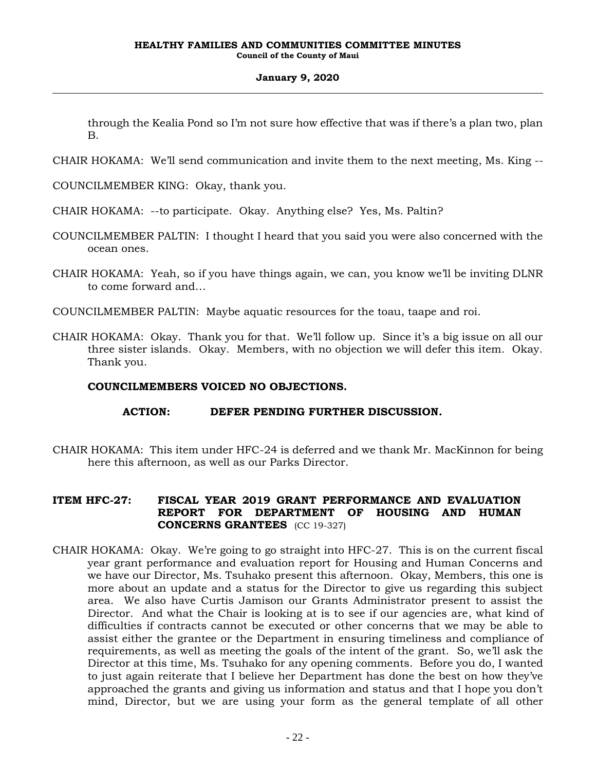through the Kealia Pond so I'm not sure how effective that was if there's a plan two, plan B.

CHAIR HOKAMA: We'll send communication and invite them to the next meeting, Ms. King --

COUNCILMEMBER KING: Okay, thank you.

CHAIR HOKAMA: --to participate. Okay. Anything else? Yes, Ms. Paltin?

COUNCILMEMBER PALTIN: I thought I heard that you said you were also concerned with the ocean ones.

CHAIR HOKAMA: Yeah, so if you have things again, we can, you know we'll be inviting DLNR to come forward and…

COUNCILMEMBER PALTIN: Maybe aquatic resources for the toau, taape and roi.

CHAIR HOKAMA: Okay. Thank you for that. We'll follow up. Since it's a big issue on all our three sister islands. Okay. Members, with no objection we will defer this item. Okay. Thank you.

**COUNCILMEMBERS VOICED NO OBJECTIONS.**

**ACTION: DEFER PENDING FURTHER DISCUSSION.**

CHAIR HOKAMA: This item under HFC-24 is deferred and we thank Mr. MacKinnon for being here this afternoon, as well as our Parks Director.

**ITEM HFC-27: FISCAL YEAR 2019 GRANT PERFORMANCE AND EVALUATION REPORT FOR DEPARTMENT OF HOUSING AND HUMAN CONCERNS GRANTEES** (CC 19-327)

CHAIR HOKAMA: Okay. We're going to go straight into HFC-27. This is on the current fiscal year grant performance and evaluation report for Housing and Human Concerns and we have our Director, Ms. Tsuhako present this afternoon. Okay, Members, this one is more about an update and a status for the Director to give us regarding this subject area. We also have Curtis Jamison our Grants Administrator present to assist the Director. And what the Chair is looking at is to see if our agencies are, what kind of difficulties if contracts cannot be executed or other concerns that we may be able to assist either the grantee or the Department in ensuring timeliness and compliance of requirements, as well as meeting the goals of the intent of the grant. So, we'll ask the Director at this time, Ms. Tsuhako for any opening comments. Before you do, I wanted to just again reiterate that I believe her Department has done the best on how they've approached the grants and giving us information and status and that I hope you don't mind, Director, but we are using your form as the general template of all other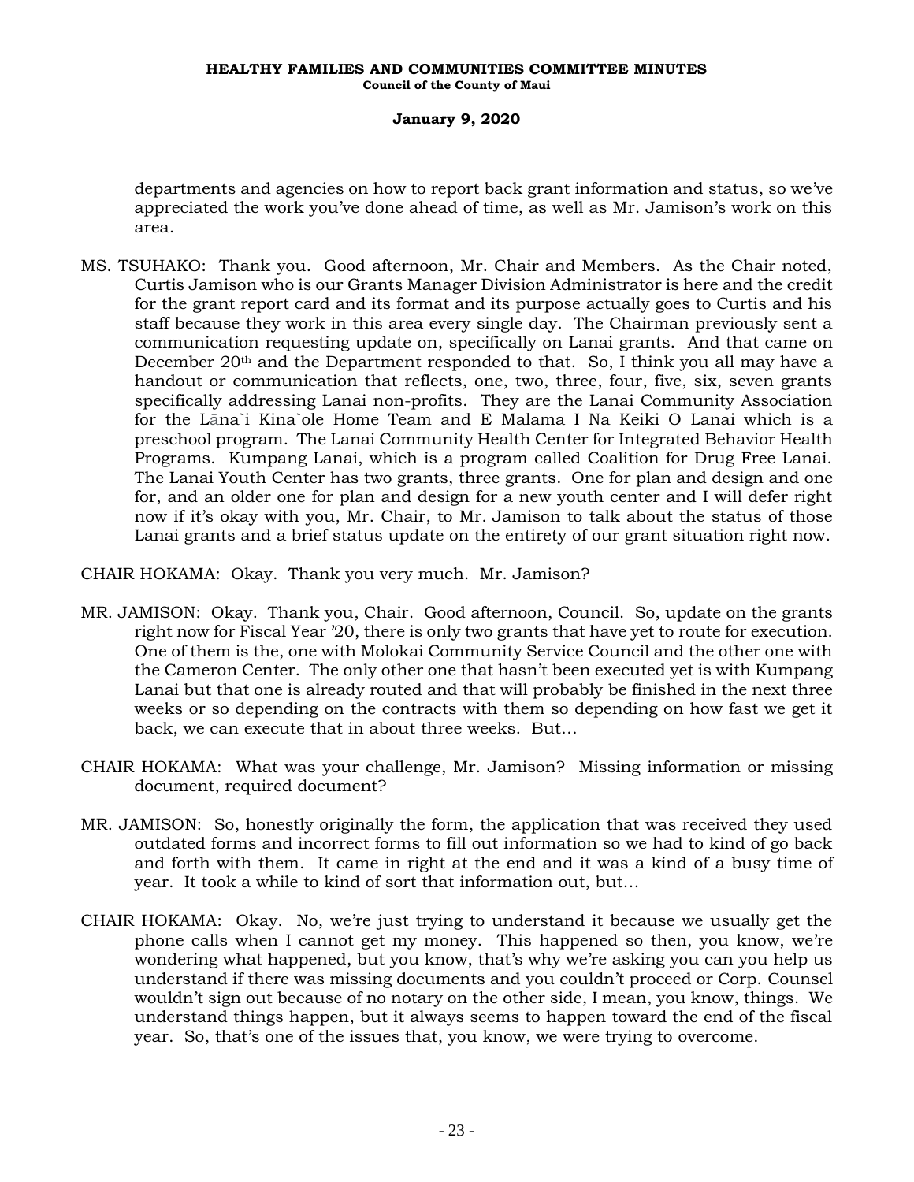departments and agencies on how to report back grant information and status, so we've appreciated the work you've done ahead of time, as well as Mr. Jamison's work on this area.

MS. TSUHAKO: Thank you. Good afternoon, Mr. Chair and Members. As the Chair noted, Curtis Jamison who is our Grants Manager Division Administrator is here and the credit for the grant report card and its format and its purpose actually goes to Curtis and his staff because they work in this area every single day. The Chairman previously sent a communication requesting update on, specifically on Lanai grants. And that came on December 20th and the Department responded to that. So, I think you all may have a handout or communication that reflects, one, two, three, four, five, six, seven grants specifically addressing Lanai non-profits. They are the Lanai Community Association for the Lāna`i Kina`ole Home Team and E Malama I Na Keiki O Lanai which is a preschool program. The Lanai Community Health Center for Integrated Behavior Health Programs. Kumpang Lanai, which is a program called Coalition for Drug Free Lanai. The Lanai Youth Center has two grants, three grants. One for plan and design and one for, and an older one for plan and design for a new youth center and I will defer right now if it's okay with you, Mr. Chair, to Mr. Jamison to talk about the status of those Lanai grants and a brief status update on the entirety of our grant situation right now.

CHAIR HOKAMA: Okay. Thank you very much. Mr. Jamison?

MR. JAMISON: Okay. Thank you, Chair. Good afternoon, Council. So, update on the grants right now for Fiscal Year '20, there is only two grants that have yet to route for execution. One of them is the, one with Molokai Community Service Council and the other one with the Cameron Center. The only other one that hasn't been executed yet is with Kumpang Lanai but that one is already routed and that will probably be finished in the next three weeks or so depending on the contracts with them so depending on how fast we get it back, we can execute that in about three weeks. But...

CHAIR HOKAMA: What was your challenge, Mr. Jamison? Missing information or missing document, required document?

MR. JAMISON: So, honestly originally the form, the application that was received they used outdated forms and incorrect forms to fill out information so we had to kind of go back and forth with them. It came in right at the end and it was a kind of a busy time of year. It took a while to kind of sort that information out, but...

CHAIR HOKAMA: Okay. No, we're just trying to understand it because we usually get the phone calls when I cannot get my money. This happened so then, you know, we're wondering what happened, but you know, that's why we're asking you can you help us understand if there was missing documents and you couldn't proceed or Corp. Counsel wouldn't sign out because of no notary on the other side, I mean, you know, things. We understand things happen, but it always seems to happen toward the end of the fiscal year. So, that's one of the issues that, you know, we were trying to overcome.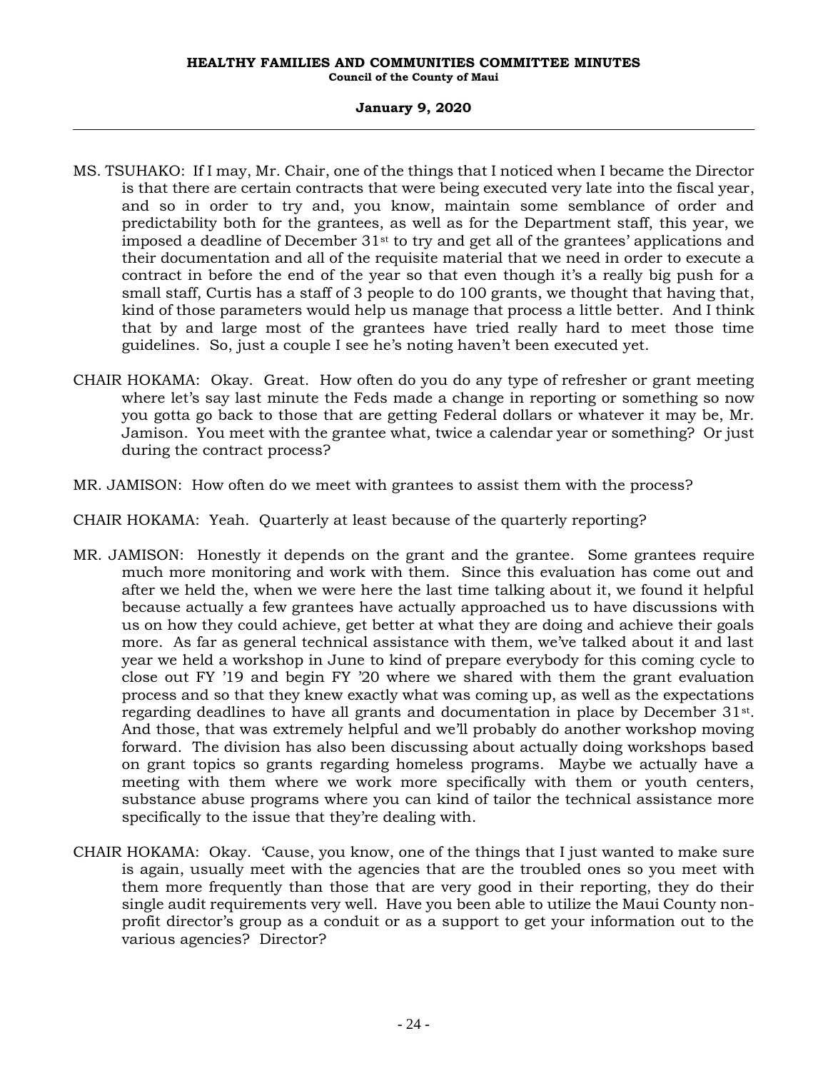MS. TSUHAKO: If I may, Mr. Chair, one of the things that I noticed when I became the Director is that there are certain contracts that were being executed very late into the fiscal year, and so in order to try and, you know, maintain some semblance of order and predictability both for the grantees, as well as for the Department staff, this year, we imposed a deadline of December 31st to try and get all of the grantees' applications and their documentation and all of the requisite material that we need in order to execute a contract in before the end of the year so that even though it's a really big push for a small staff, Curtis has a staff of 3 people to do 100 grants, we thought that having that, kind of those parameters would help us manage that process a little better. And I think that by and large most of the grantees have tried really hard to meet those time guidelines. So, just a couple I see he's noting haven't been executed yet.

CHAIR HOKAMA: Okay. Great. How often do you do any type of refresher or grant meeting where let's say last minute the Feds made a change in reporting or something so now you gotta go back to those that are getting Federal dollars or whatever it may be, Mr. Jamison. You meet with the grantee what, twice a calendar year or something? Or just during the contract process?

MR. JAMISON: How often do we meet with grantees to assist them with the process?

CHAIR HOKAMA: Yeah. Quarterly at least because of the quarterly reporting?

MR. JAMISON: Honestly it depends on the grant and the grantee. Some grantees require much more monitoring and work with them. Since this evaluation has come out and after we held the, when we were here the last time talking about it, we found it helpful because actually a few grantees have actually approached us to have discussions with us on how they could achieve, get better at what they are doing and achieve their goals more. As far as general technical assistance with them, we've talked about it and last year we held a workshop in June to kind of prepare everybody for this coming cycle to close out FY '19 and begin FY '20 where we shared with them the grant evaluation process and so that they knew exactly what was coming up, as well as the expectations regarding deadlines to have all grants and documentation in place by December 31st. And those, that was extremely helpful and we'll probably do another workshop moving forward. The division has also been discussing about actually doing workshops based on grant topics so grants regarding homeless programs. Maybe we actually have a meeting with them where we work more specifically with them or youth centers, substance abuse programs where you can kind of tailor the technical assistance more specifically to the issue that they're dealing with.

CHAIR HOKAMA: Okay. 'Cause, you know, one of the things that I just wanted to make sure is again, usually meet with the agencies that are the troubled ones so you meet with them more frequently than those that are very good in their reporting, they do their single audit requirements very well. Have you been able to utilize the Maui County non-profit director's group as a conduit or as a support to get your information out to the various agencies? Director?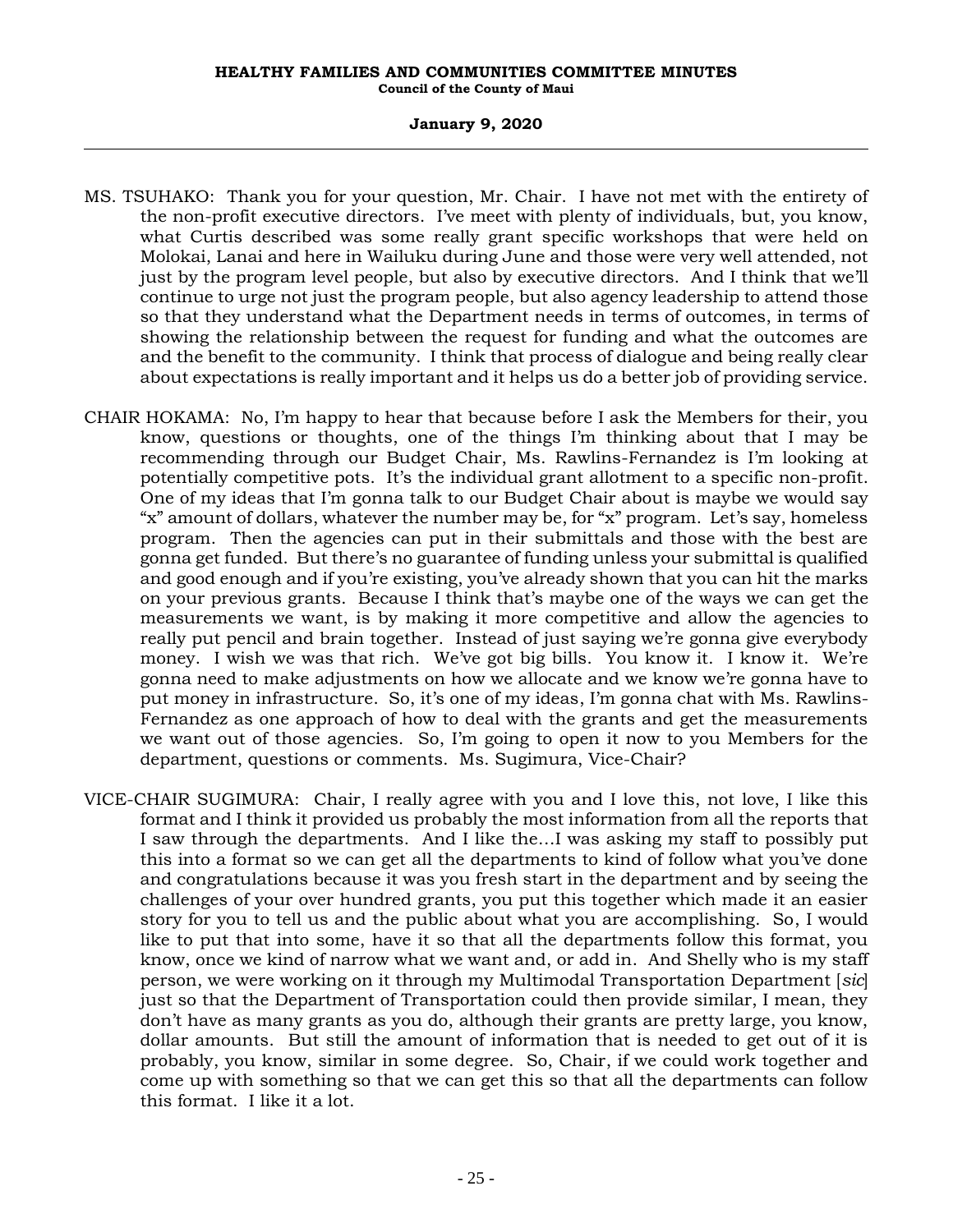MS. TSUHAKO: Thank you for your question, Mr. Chair. I have not met with the entirety of the non-profit executive directors. I've meet with plenty of individuals, but, you know, what Curtis described was some really grant specific workshops that were held on Molokai, Lanai and here in Wailuku during June and those were very well attended, not just by the program level people, but also by executive directors. And I think that we'll continue to urge not just the program people, but also agency leadership to attend those so that they understand what the Department needs in terms of outcomes, in terms of showing the relationship between the request for funding and what the outcomes are and the benefit to the community. I think that process of dialogue and being really clear about expectations is really important and it helps us do a better job of providing service.

CHAIR HOKAMA: No, I'm happy to hear that because before I ask the Members for their, you know, questions or thoughts, one of the things I'm thinking about that I may be recommending through our Budget Chair, Ms. Rawlins-Fernandez is I'm looking at potentially competitive pots. It's the individual grant allotment to a specific non-profit. One of my ideas that I'm gonna talk to our Budget Chair about is maybe we would say "x" amount of dollars, whatever the number may be, for "x" program. Let's say, homeless program. Then the agencies can put in their submittals and those with the best are gonna get funded. But there's no guarantee of funding unless your submittal is qualified and good enough and if you're existing, you've already shown that you can hit the marks on your previous grants. Because I think that's maybe one of the ways we can get the measurements we want, is by making it more competitive and allow the agencies to really put pencil and brain together. Instead of just saying we're gonna give everybody money. I wish we was that rich. We've got big bills. You know it. I know it. We're gonna need to make adjustments on how we allocate and we know we're gonna have to put money in infrastructure. So, it's one of my ideas, I'm gonna chat with Ms. Rawlins-Fernandez as one approach of how to deal with the grants and get the measurements we want out of those agencies. So, I'm going to open it now to you Members for the department, questions or comments. Ms. Sugimura, Vice-Chair?

VICE-CHAIR SUGIMURA: Chair, I really agree with you and I love this, not love, I like this format and I think it provided us probably the most information from all the reports that I saw through the departments. And I like the...I was asking my staff to possibly put this into a format so we can get all the departments to kind of follow what you've done and congratulations because it was you fresh start in the department and by seeing the challenges of your over hundred grants, you put this together which made it an easier story for you to tell us and the public about what you are accomplishing. So, I would like to put that into some, have it so that all the departments follow this format, you know, once we kind of narrow what we want and, or add in. And Shelly who is my staff person, we were working on it through my Multimodal Transportation Department [*sic*] just so that the Department of Transportation could then provide similar, I mean, they don't have as many grants as you do, although their grants are pretty large, you know, dollar amounts. But still the amount of information that is needed to get out of it is probably, you know, similar in some degree. So, Chair, if we could work together and come up with something so that we can get this so that all the departments can follow this format. I like it a lot.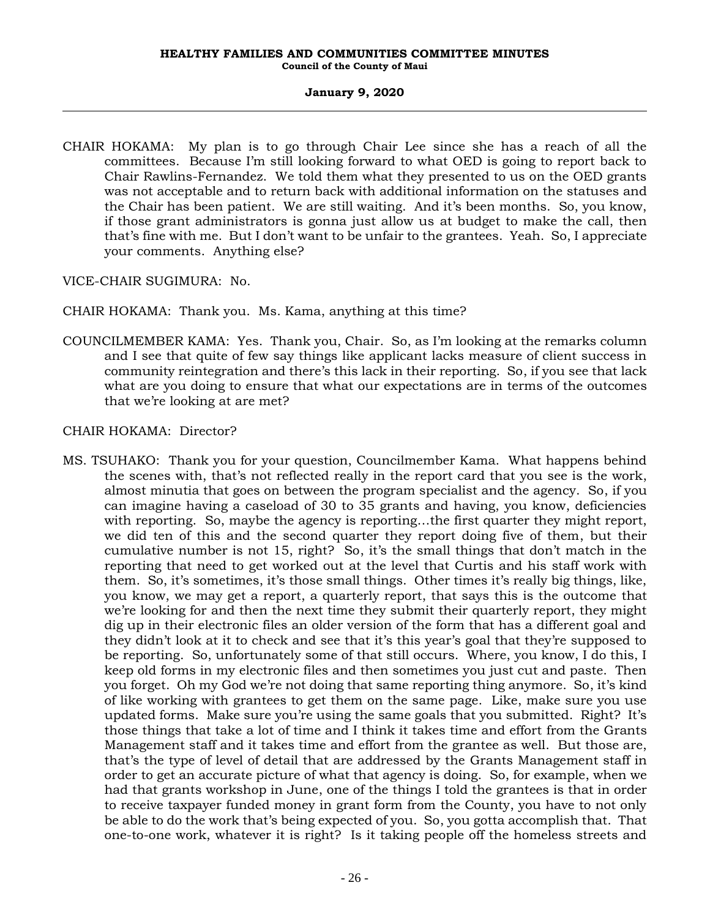CHAIR HOKAMA: My plan is to go through Chair Lee since she has a reach of all the committees. Because I'm still looking forward to what OED is going to report back to Chair Rawlins-Fernandez. We told them what they presented to us on the OED grants was not acceptable and to return back with additional information on the statuses and the Chair has been patient. We are still waiting. And it's been months. So, you know, if those grant administrators is gonna just allow us at budget to make the call, then that's fine with me. But I don't want to be unfair to the grantees. Yeah. So, I appreciate your comments. Anything else?

VICE-CHAIR SUGIMURA: No.

CHAIR HOKAMA: Thank you. Ms. Kama, anything at this time?

COUNCILMEMBER KAMA: Yes. Thank you, Chair. So, as I'm looking at the remarks column and I see that quite of few say things like applicant lacks measure of client success in community reintegration and there's this lack in their reporting. So, if you see that lack what are you doing to ensure that what our expectations are in terms of the outcomes that we're looking at are met?

CHAIR HOKAMA: Director?

MS. TSUHAKO: Thank you for your question, Councilmember Kama. What happens behind the scenes with, that's not reflected really in the report card that you see is the work, almost minutia that goes on between the program specialist and the agency. So, if you can imagine having a caseload of 30 to 35 grants and having, you know, deficiencies with reporting. So, maybe the agency is reporting...the first quarter they might report, we did ten of this and the second quarter they report doing five of them, but their cumulative number is not 15, right? So, it's the small things that don't match in the reporting that need to get worked out at the level that Curtis and his staff work with them. So, it's sometimes, it's those small things. Other times it's really big things, like, you know, we may get a report, a quarterly report, that says this is the outcome that we're looking for and then the next time they submit their quarterly report, they might dig up in their electronic files an older version of the form that has a different goal and they didn't look at it to check and see that it's this year's goal that they're supposed to be reporting. So, unfortunately some of that still occurs. Where, you know, I do this, I keep old forms in my electronic files and then sometimes you just cut and paste. Then you forget. Oh my God we're not doing that same reporting thing anymore. So, it's kind of like working with grantees to get them on the same page. Like, make sure you use updated forms. Make sure you're using the same goals that you submitted. Right? It's those things that take a lot of time and I think it takes time and effort from the Grants Management staff and it takes time and effort from the grantee as well. But those are, that's the type of level of detail that are addressed by the Grants Management staff in order to get an accurate picture of what that agency is doing. So, for example, when we had that grants workshop in June, one of the things I told the grantees is that in order to receive taxpayer funded money in grant form from the County, you have to not only be able to do the work that's being expected of you. So, you gotta accomplish that. That one-to-one work, whatever it is right? Is it taking people off the homeless streets and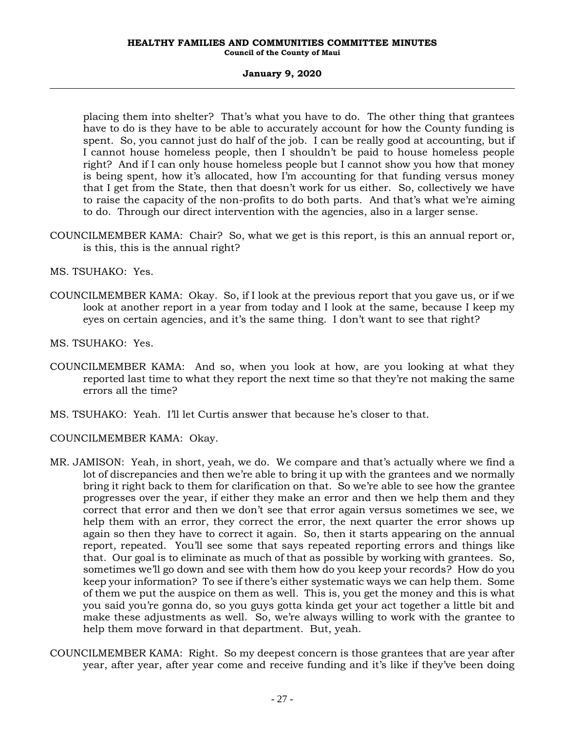placing them into shelter? That's what you have to do. The other thing that grantees have to do is they have to be able to accurately account for how the County funding is spent. So, you cannot just do half of the job. I can be really good at accounting, but if I cannot house homeless people, then I shouldn't be paid to house homeless people right? And if I can only house homeless people but I cannot show you how that money is being spent, how it's allocated, how I'm accounting for that funding versus money that I get from the State, then that doesn't work for us either. So, collectively we have to raise the capacity of the non-profits to do both parts. And that's what we're aiming to do. Through our direct intervention with the agencies, also in a larger sense.

COUNCILMEMBER KAMA: Chair? So, what we get is this report, is this an annual report or, is this, this is the annual right?

MS. TSUHAKO: Yes.

COUNCILMEMBER KAMA: Okay. So, if I look at the previous report that you gave us, or if we look at another report in a year from today and I look at the same, because I keep my eyes on certain agencies, and it's the same thing. I don't want to see that right?

MS. TSUHAKO: Yes.

COUNCILMEMBER KAMA: And so, when you look at how, are you looking at what they reported last time to what they report the next time so that they're not making the same errors all the time?

MS. TSUHAKO: Yeah. I'll let Curtis answer that because he's closer to that.

COUNCILMEMBER KAMA: Okay.

MR. JAMISON: Yeah, in short, yeah, we do. We compare and that's actually where we find a lot of discrepancies and then we're able to bring it up with the grantees and we normally bring it right back to them for clarification on that. So we're able to see how the grantee progresses over the year, if either they make an error and then we help them and they correct that error and then we don't see that error again versus sometimes we see, we help them with an error, they correct the error, the next quarter the error shows up again so then they have to correct it again. So, then it starts appearing on the annual report, repeated. You'll see some that says repeated reporting errors and things like that. Our goal is to eliminate as much of that as possible by working with grantees. So, sometimes we'll go down and see with them how do you keep your records? How do you keep your information? To see if there's either systematic ways we can help them. Some of them we put the auspice on them as well. This is, you get the money and this is what you said you're gonna do, so you guys gotta kinda get your act together a little bit and make these adjustments as well. So, we're always willing to work with the grantee to help them move forward in that department. But, yeah.

COUNCILMEMBER KAMA: Right. So my deepest concern is those grantees that are year after year, after year, after year come and receive funding and it's like if they've been doing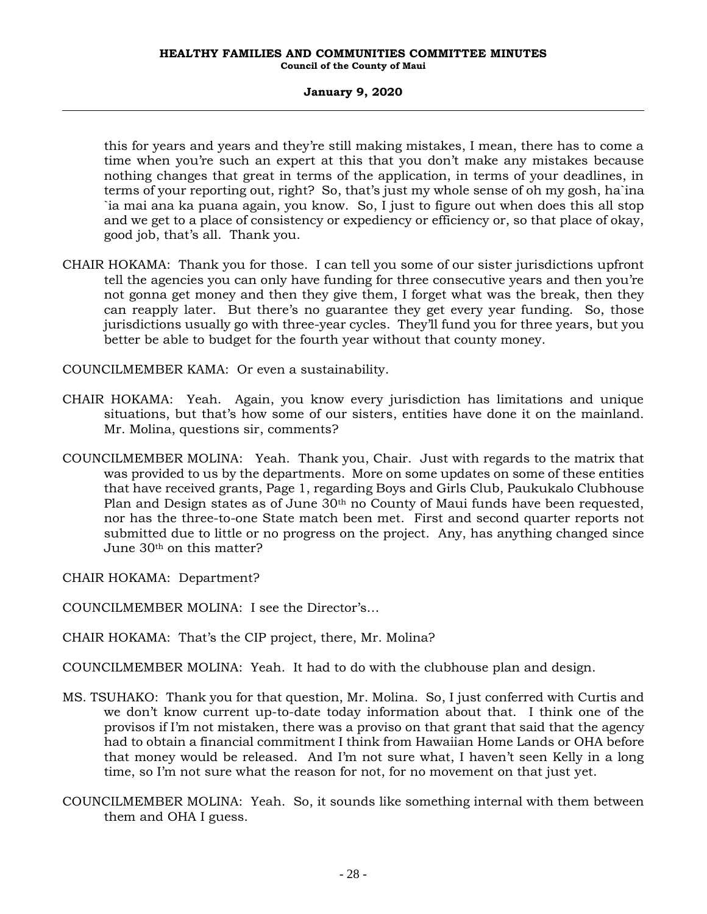this for years and years and they're still making mistakes, I mean, there has to come a time when you're such an expert at this that you don't make any mistakes because nothing changes that great in terms of the application, in terms of your deadlines, in terms of your reporting out, right? So, that's just my whole sense of oh my gosh, ha`ina `ia mai ana ka puana again, you know. So, I just to figure out when does this all stop and we get to a place of consistency or expediency or efficiency or, so that place of okay, good job, that's all. Thank you.

CHAIR HOKAMA: Thank you for those. I can tell you some of our sister jurisdictions upfront tell the agencies you can only have funding for three consecutive years and then you're not gonna get money and then they give them, I forget what was the break, then they can reapply later. But there's no guarantee they get every year funding. So, those jurisdictions usually go with three-year cycles. They'll fund you for three years, but you better be able to budget for the fourth year without that county money.

COUNCILMEMBER KAMA: Or even a sustainability.

CHAIR HOKAMA: Yeah. Again, you know every jurisdiction has limitations and unique situations, but that's how some of our sisters, entities have done it on the mainland. Mr. Molina, questions sir, comments?

COUNCILMEMBER MOLINA: Yeah. Thank you, Chair. Just with regards to the matrix that was provided to us by the departments. More on some updates on some of these entities that have received grants, Page 1, regarding Boys and Girls Club, Paukukalo Clubhouse Plan and Design states as of June 30th no County of Maui funds have been requested, nor has the three-to-one State match been met. First and second quarter reports not submitted due to little or no progress on the project. Any, has anything changed since June 30th on this matter?

CHAIR HOKAMA: Department?

COUNCILMEMBER MOLINA: I see the Director's…

CHAIR HOKAMA: That's the CIP project, there, Mr. Molina?

COUNCILMEMBER MOLINA: Yeah. It had to do with the clubhouse plan and design.

MS. TSUHAKO: Thank you for that question, Mr. Molina. So, I just conferred with Curtis and we don't know current up-to-date today information about that. I think one of the provisos if I'm not mistaken, there was a proviso on that grant that said that the agency had to obtain a financial commitment I think from Hawaiian Home Lands or OHA before that money would be released. And I'm not sure what, I haven't seen Kelly in a long time, so I'm not sure what the reason for not, for no movement on that just yet.

COUNCILMEMBER MOLINA: Yeah. So, it sounds like something internal with them between them and OHA I guess.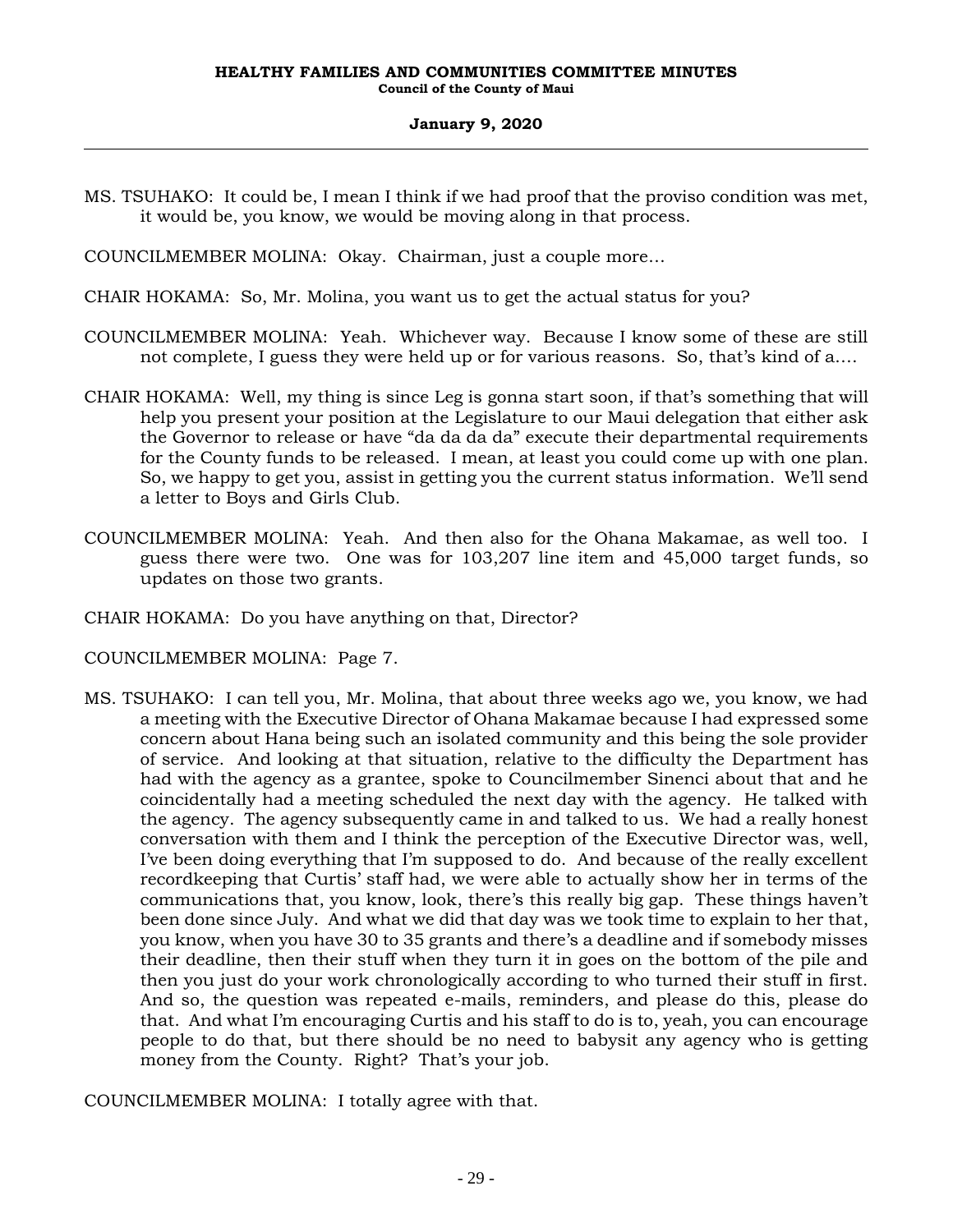MS. TSUHAKO: It could be, I mean I think if we had proof that the proviso condition was met, it would be, you know, we would be moving along in that process.

COUNCILMEMBER MOLINA: Okay. Chairman, just a couple more...

CHAIR HOKAMA: So, Mr. Molina, you want us to get the actual status for you?

COUNCILMEMBER MOLINA: Yeah. Whichever way. Because I know some of these are still not complete, I guess they were held up or for various reasons. So, that's kind of a....

CHAIR HOKAMA: Well, my thing is since Leg is gonna start soon, if that's something that will help you present your position at the Legislature to our Maui delegation that either ask the Governor to release or have "da da da da" execute their departmental requirements for the County funds to be released. I mean, at least you could come up with one plan. So, we happy to get you, assist in getting you the current status information. We'll send a letter to Boys and Girls Club.

COUNCILMEMBER MOLINA: Yeah. And then also for the Ohana Makamae, as well too. I guess there were two. One was for 103,207 line item and 45,000 target funds, so updates on those two grants.

CHAIR HOKAMA: Do you have anything on that, Director?

COUNCILMEMBER MOLINA: Page 7.

MS. TSUHAKO: I can tell you, Mr. Molina, that about three weeks ago we, you know, we had a meeting with the Executive Director of Ohana Makamae because I had expressed some concern about Hana being such an isolated community and this being the sole provider of service. And looking at that situation, relative to the difficulty the Department has had with the agency as a grantee, spoke to Councilmember Sinenci about that and he coincidentally had a meeting scheduled the next day with the agency. He talked with the agency. The agency subsequently came in and talked to us. We had a really honest conversation with them and I think the perception of the Executive Director was, well, I've been doing everything that I'm supposed to do. And because of the really excellent recordkeeping that Curtis' staff had, we were able to actually show her in terms of the communications that, you know, look, there's this really big gap. These things haven't been done since July. And what we did that day was we took time to explain to her that, you know, when you have 30 to 35 grants and there's a deadline and if somebody misses their deadline, then their stuff when they turn it in goes on the bottom of the pile and then you just do your work chronologically according to who turned their stuff in first. And so, the question was repeated e-mails, reminders, and please do this, please do that. And what I'm encouraging Curtis and his staff to do is to, yeah, you can encourage people to do that, but there should be no need to babysit any agency who is getting money from the County. Right? That's your job.

COUNCILMEMBER MOLINA: I totally agree with that.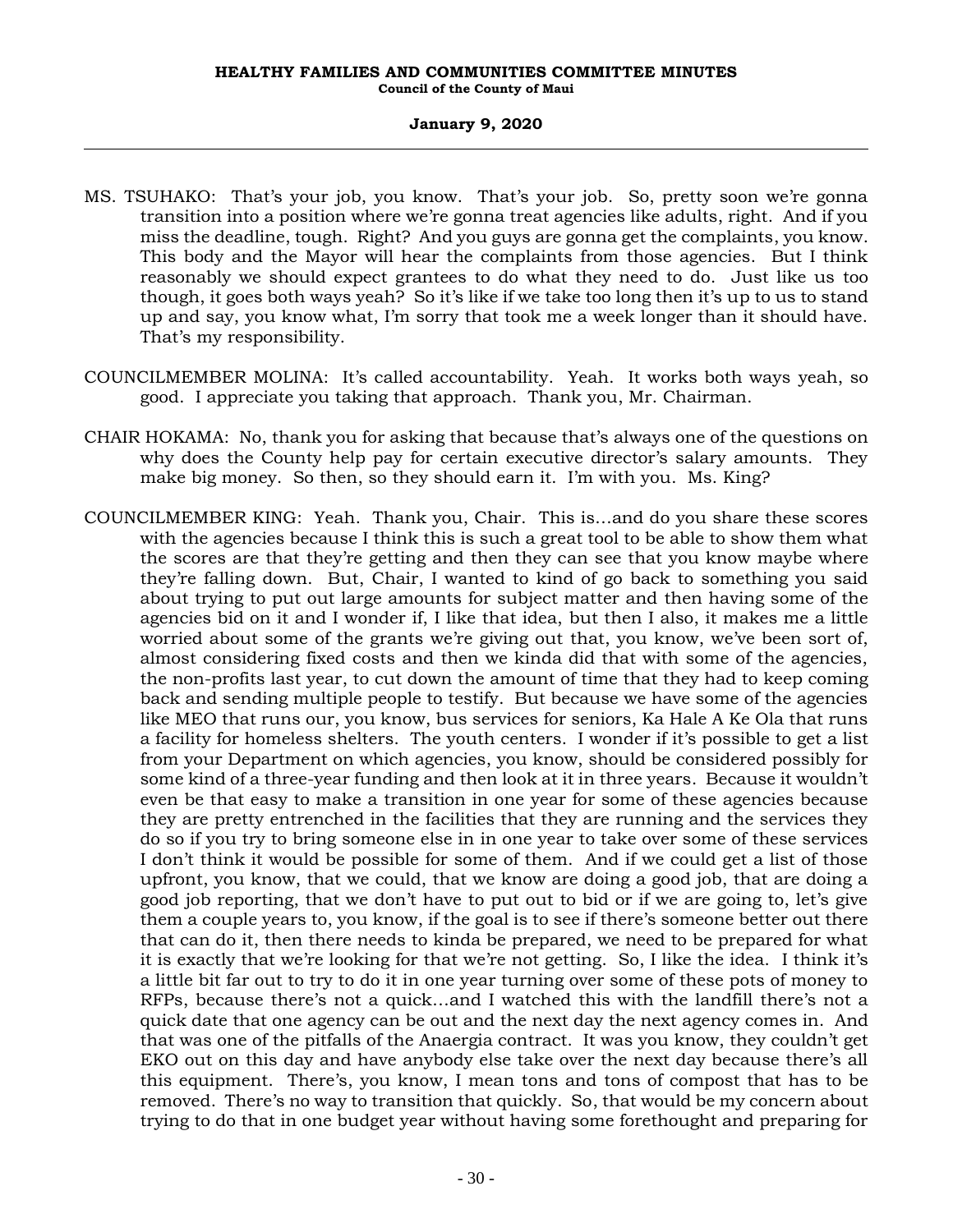MS. TSUHAKO: That's your job, you know. That's your job. So, pretty soon we're gonna transition into a position where we're gonna treat agencies like adults, right. And if you miss the deadline, tough. Right? And you guys are gonna get the complaints, you know. This body and the Mayor will hear the complaints from those agencies. But I think reasonably we should expect grantees to do what they need to do. Just like us too though, it goes both ways yeah? So it's like if we take too long then it's up to us to stand up and say, you know what, I'm sorry that took me a week longer than it should have. That's my responsibility.

COUNCILMEMBER MOLINA: It's called accountability. Yeah. It works both ways yeah, so good. I appreciate you taking that approach. Thank you, Mr. Chairman.

CHAIR HOKAMA: No, thank you for asking that because that's always one of the questions on why does the County help pay for certain executive director's salary amounts. They make big money. So then, so they should earn it. I'm with you. Ms. King?

COUNCILMEMBER KING: Yeah. Thank you, Chair. This is...and do you share these scores with the agencies because I think this is such a great tool to be able to show them what the scores are that they're getting and then they can see that you know maybe where they're falling down. But, Chair, I wanted to kind of go back to something you said about trying to put out large amounts for subject matter and then having some of the agencies bid on it and I wonder if, I like that idea, but then I also, it makes me a little worried about some of the grants we're giving out that, you know, we've been sort of, almost considering fixed costs and then we kinda did that with some of the agencies, the non-profits last year, to cut down the amount of time that they had to keep coming back and sending multiple people to testify. But because we have some of the agencies like MEO that runs our, you know, bus services for seniors, Ka Hale A Ke Ola that runs a facility for homeless shelters. The youth centers. I wonder if it's possible to get a list from your Department on which agencies, you know, should be considered possibly for some kind of a three-year funding and then look at it in three years. Because it wouldn't even be that easy to make a transition in one year for some of these agencies because they are pretty entrenched in the facilities that they are running and the services they do so if you try to bring someone else in in one year to take over some of these services I don't think it would be possible for some of them. And if we could get a list of those upfront, you know, that we could, that we know are doing a good job, that are doing a good job reporting, that we don't have to put out to bid or if we are going to, let's give them a couple years to, you know, if the goal is to see if there's someone better out there that can do it, then there needs to kinda be prepared, we need to be prepared for what it is exactly that we're looking for that we're not getting. So, I like the idea. I think it's a little bit far out to try to do it in one year turning over some of these pots of money to RFPs, because there's not a quick...and I watched this with the landfill there's not a quick date that one agency can be out and the next day the next agency comes in. And that was one of the pitfalls of the Anaergia contract. It was you know, they couldn't get EKO out on this day and have anybody else take over the next day because there's all this equipment. There's, you know, I mean tons and tons of compost that has to be removed. There's no way to transition that quickly. So, that would be my concern about trying to do that in one budget year without having some forethought and preparing for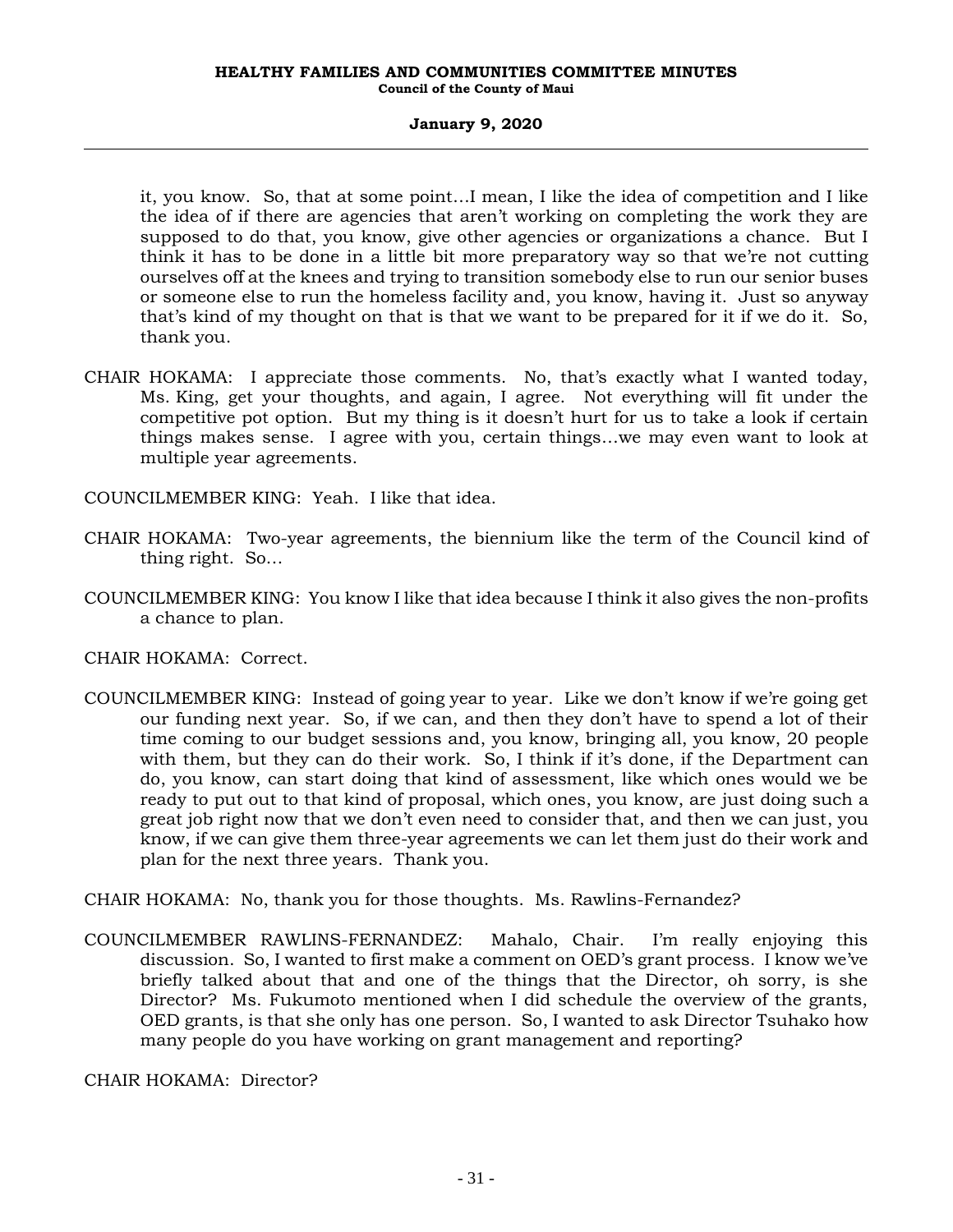it, you know. So, that at some point…I mean, I like the idea of competition and I like the idea of if there are agencies that aren't working on completing the work they are supposed to do that, you know, give other agencies or organizations a chance. But I think it has to be done in a little bit more preparatory way so that we're not cutting ourselves off at the knees and trying to transition somebody else to run our senior buses or someone else to run the homeless facility and, you know, having it. Just so anyway that's kind of my thought on that is that we want to be prepared for it if we do it. So, thank you.

CHAIR HOKAMA: I appreciate those comments. No, that's exactly what I wanted today, Ms. King, get your thoughts, and again, I agree. Not everything will fit under the competitive pot option. But my thing is it doesn't hurt for us to take a look if certain things makes sense. I agree with you, certain things…we may even want to look at multiple year agreements.

COUNCILMEMBER KING: Yeah. I like that idea.

CHAIR HOKAMA: Two-year agreements, the biennium like the term of the Council kind of thing right. So…

COUNCILMEMBER KING: You know I like that idea because I think it also gives the non-profits a chance to plan.

CHAIR HOKAMA: Correct.

COUNCILMEMBER KING: Instead of going year to year. Like we don't know if we're going get our funding next year. So, if we can, and then they don't have to spend a lot of their time coming to our budget sessions and, you know, bringing all, you know, 20 people with them, but they can do their work. So, I think if it's done, if the Department can do, you know, can start doing that kind of assessment, like which ones would we be ready to put out to that kind of proposal, which ones, you know, are just doing such a great job right now that we don't even need to consider that, and then we can just, you know, if we can give them three-year agreements we can let them just do their work and plan for the next three years. Thank you.

CHAIR HOKAMA: No, thank you for those thoughts. Ms. Rawlins-Fernandez?

COUNCILMEMBER RAWLINS-FERNANDEZ: Mahalo, Chair. I'm really enjoying this discussion. So, I wanted to first make a comment on OED's grant process. I know we've briefly talked about that and one of the things that the Director, oh sorry, is she Director? Ms. Fukumoto mentioned when I did schedule the overview of the grants, OED grants, is that she only has one person. So, I wanted to ask Director Tsuhako how many people do you have working on grant management and reporting?

CHAIR HOKAMA: Director?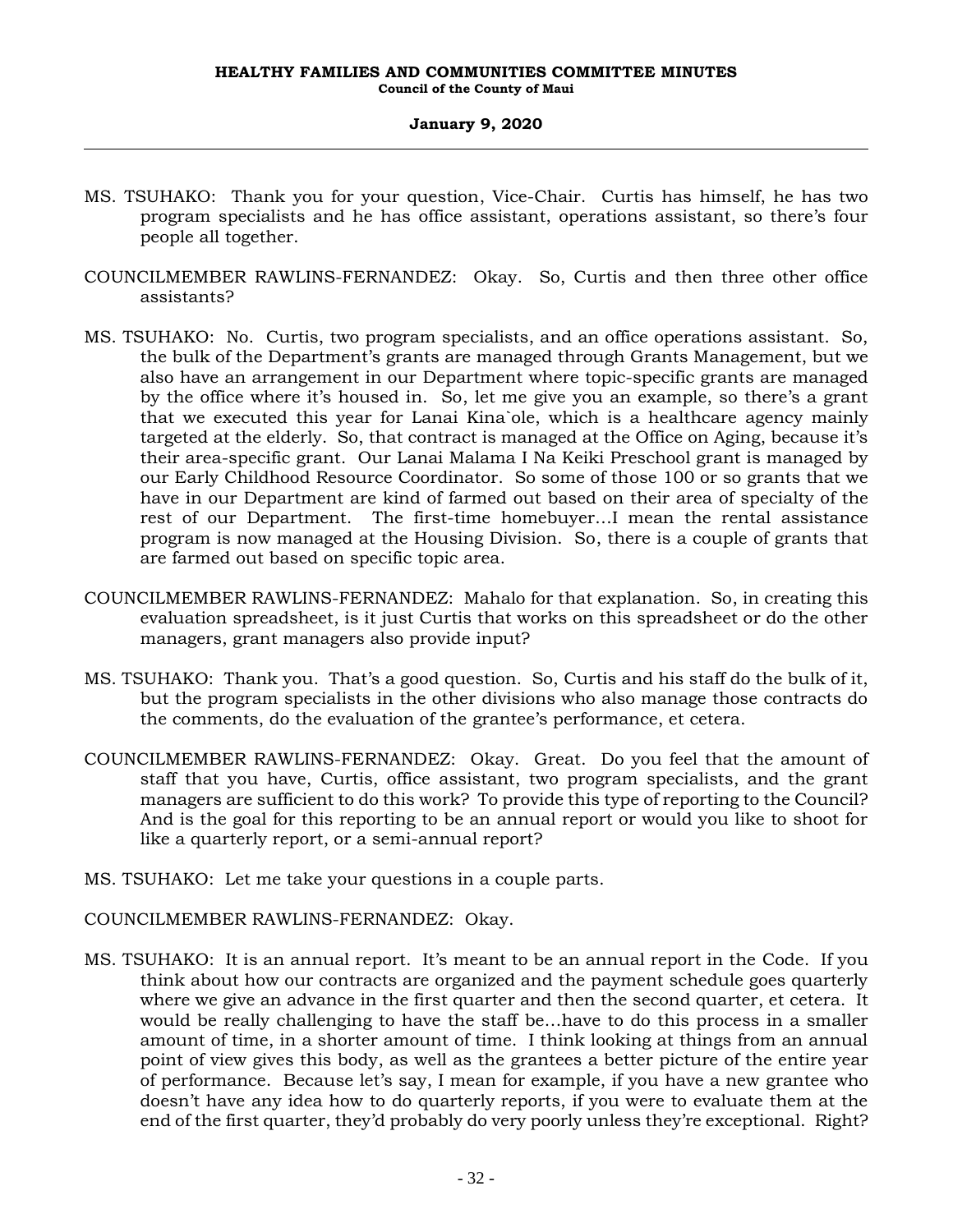MS. TSUHAKO: Thank you for your question, Vice-Chair. Curtis has himself, he has two program specialists and he has office assistant, operations assistant, so there's four people all together.

COUNCILMEMBER RAWLINS-FERNANDEZ: Okay. So, Curtis and then three other office assistants?

MS. TSUHAKO: No. Curtis, two program specialists, and an office operations assistant. So, the bulk of the Department's grants are managed through Grants Management, but we also have an arrangement in our Department where topic-specific grants are managed by the office where it's housed in. So, let me give you an example, so there's a grant that we executed this year for Lanai Kina`ole, which is a healthcare agency mainly targeted at the elderly. So, that contract is managed at the Office on Aging, because it's their area-specific grant. Our Lanai Malama I Na Keiki Preschool grant is managed by our Early Childhood Resource Coordinator. So some of those 100 or so grants that we have in our Department are kind of farmed out based on their area of specialty of the rest of our Department. The first-time homebuyer...I mean the rental assistance program is now managed at the Housing Division. So, there is a couple of grants that are farmed out based on specific topic area.

COUNCILMEMBER RAWLINS-FERNANDEZ: Mahalo for that explanation. So, in creating this evaluation spreadsheet, is it just Curtis that works on this spreadsheet or do the other managers, grant managers also provide input?

MS. TSUHAKO: Thank you. That's a good question. So, Curtis and his staff do the bulk of it, but the program specialists in the other divisions who also manage those contracts do the comments, do the evaluation of the grantee's performance, et cetera.

COUNCILMEMBER RAWLINS-FERNANDEZ: Okay. Great. Do you feel that the amount of staff that you have, Curtis, office assistant, two program specialists, and the grant managers are sufficient to do this work? To provide this type of reporting to the Council? And is the goal for this reporting to be an annual report or would you like to shoot for like a quarterly report, or a semi-annual report?

MS. TSUHAKO: Let me take your questions in a couple parts.

COUNCILMEMBER RAWLINS-FERNANDEZ: Okay.

MS. TSUHAKO: It is an annual report. It's meant to be an annual report in the Code. If you think about how our contracts are organized and the payment schedule goes quarterly where we give an advance in the first quarter and then the second quarter, et cetera. It would be really challenging to have the staff be...have to do this process in a smaller amount of time, in a shorter amount of time. I think looking at things from an annual point of view gives this body, as well as the grantees a better picture of the entire year of performance. Because let's say, I mean for example, if you have a new grantee who doesn't have any idea how to do quarterly reports, if you were to evaluate them at the end of the first quarter, they'd probably do very poorly unless they're exceptional. Right?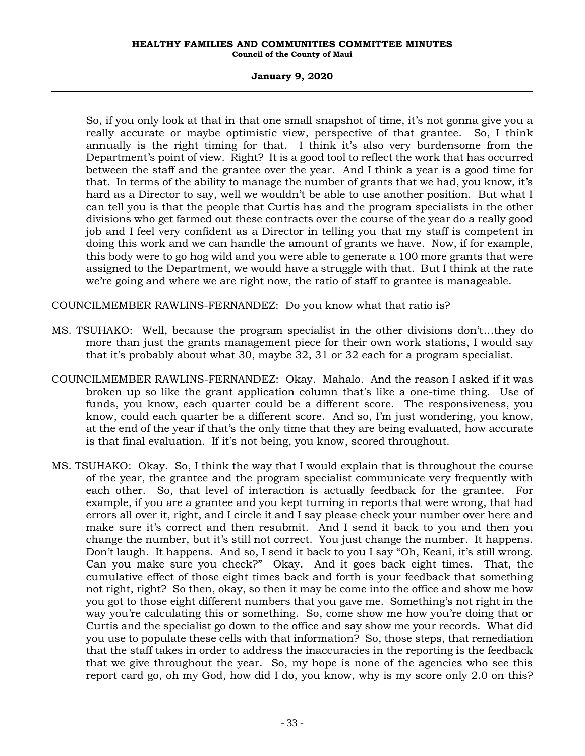So, if you only look at that in that one small snapshot of time, it's not gonna give you a really accurate or maybe optimistic view, perspective of that grantee. So, I think annually is the right timing for that. I think it's also very burdensome from the Department's point of view. Right? It is a good tool to reflect the work that has occurred between the staff and the grantee over the year. And I think a year is a good time for that. In terms of the ability to manage the number of grants that we had, you know, it's hard as a Director to say, well we wouldn't be able to use another position. But what I can tell you is that the people that Curtis has and the program specialists in the other divisions who get farmed out these contracts over the course of the year do a really good job and I feel very confident as a Director in telling you that my staff is competent in doing this work and we can handle the amount of grants we have. Now, if for example, this body were to go hog wild and you were able to generate a 100 more grants that were assigned to the Department, we would have a struggle with that. But I think at the rate we're going and where we are right now, the ratio of staff to grantee is manageable.

COUNCILMEMBER RAWLINS-FERNANDEZ: Do you know what that ratio is?

MS. TSUHAKO: Well, because the program specialist in the other divisions don't…they do more than just the grants management piece for their own work stations, I would say that it's probably about what 30, maybe 32, 31 or 32 each for a program specialist.

COUNCILMEMBER RAWLINS-FERNANDEZ: Okay. Mahalo. And the reason I asked if it was broken up so like the grant application column that's like a one-time thing. Use of funds, you know, each quarter could be a different score. The responsiveness, you know, could each quarter be a different score. And so, I'm just wondering, you know, at the end of the year if that's the only time that they are being evaluated, how accurate is that final evaluation. If it's not being, you know, scored throughout.

MS. TSUHAKO: Okay. So, I think the way that I would explain that is throughout the course of the year, the grantee and the program specialist communicate very frequently with each other. So, that level of interaction is actually feedback for the grantee. For example, if you are a grantee and you kept turning in reports that were wrong, that had errors all over it, right, and I circle it and I say please check your number over here and make sure it's correct and then resubmit. And I send it back to you and then you change the number, but it's still not correct. You just change the number. It happens. Don't laugh. It happens. And so, I send it back to you I say "Oh, Keani, it's still wrong. Can you make sure you check?" Okay. And it goes back eight times. That, the cumulative effect of those eight times back and forth is your feedback that something not right, right? So then, okay, so then it may be come into the office and show me how you got to those eight different numbers that you gave me. Something's not right in the way you're calculating this or something. So, come show me how you're doing that or Curtis and the specialist go down to the office and say show me your records. What did you use to populate these cells with that information? So, those steps, that remediation that the staff takes in order to address the inaccuracies in the reporting is the feedback that we give throughout the year. So, my hope is none of the agencies who see this report card go, oh my God, how did I do, you know, why is my score only 2.0 on this?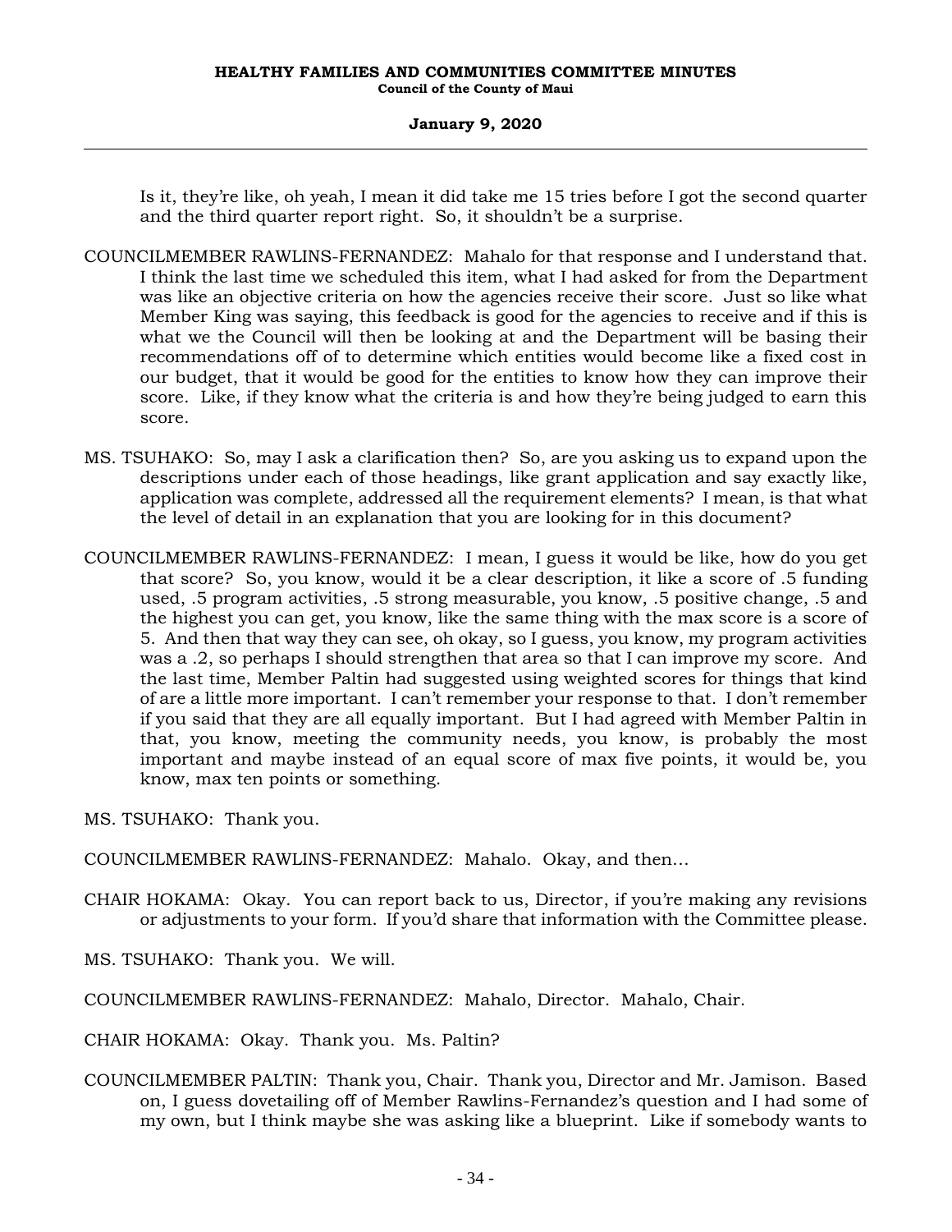Is it, they're like, oh yeah, I mean it did take me 15 tries before I got the second quarter and the third quarter report right. So, it shouldn't be a surprise.

COUNCILMEMBER RAWLINS-FERNANDEZ: Mahalo for that response and I understand that. I think the last time we scheduled this item, what I had asked for from the Department was like an objective criteria on how the agencies receive their score. Just so like what Member King was saying, this feedback is good for the agencies to receive and if this is what we the Council will then be looking at and the Department will be basing their recommendations off of to determine which entities would become like a fixed cost in our budget, that it would be good for the entities to know how they can improve their score. Like, if they know what the criteria is and how they're being judged to earn this score.

MS. TSUHAKO: So, may I ask a clarification then? So, are you asking us to expand upon the descriptions under each of those headings, like grant application and say exactly like, application was complete, addressed all the requirement elements? I mean, is that what the level of detail in an explanation that you are looking for in this document?

COUNCILMEMBER RAWLINS-FERNANDEZ: I mean, I guess it would be like, how do you get that score? So, you know, would it be a clear description, it like a score of .5 funding used, .5 program activities, .5 strong measurable, you know, .5 positive change, .5 and the highest you can get, you know, like the same thing with the max score is a score of 5. And then that way they can see, oh okay, so I guess, you know, my program activities was a .2, so perhaps I should strengthen that area so that I can improve my score. And the last time, Member Paltin had suggested using weighted scores for things that kind of are a little more important. I can't remember your response to that. I don't remember if you said that they are all equally important. But I had agreed with Member Paltin in that, you know, meeting the community needs, you know, is probably the most important and maybe instead of an equal score of max five points, it would be, you know, max ten points or something.

MS. TSUHAKO: Thank you.

COUNCILMEMBER RAWLINS-FERNANDEZ: Mahalo. Okay, and then...

CHAIR HOKAMA: Okay. You can report back to us, Director, if you're making any revisions or adjustments to your form. If you'd share that information with the Committee please.

MS. TSUHAKO: Thank you. We will.

COUNCILMEMBER RAWLINS-FERNANDEZ: Mahalo, Director. Mahalo, Chair.

CHAIR HOKAMA: Okay. Thank you. Ms. Paltin?

COUNCILMEMBER PALTIN: Thank you, Chair. Thank you, Director and Mr. Jamison. Based on, I guess dovetailing off of Member Rawlins-Fernandez's question and I had some of my own, but I think maybe she was asking like a blueprint. Like if somebody wants to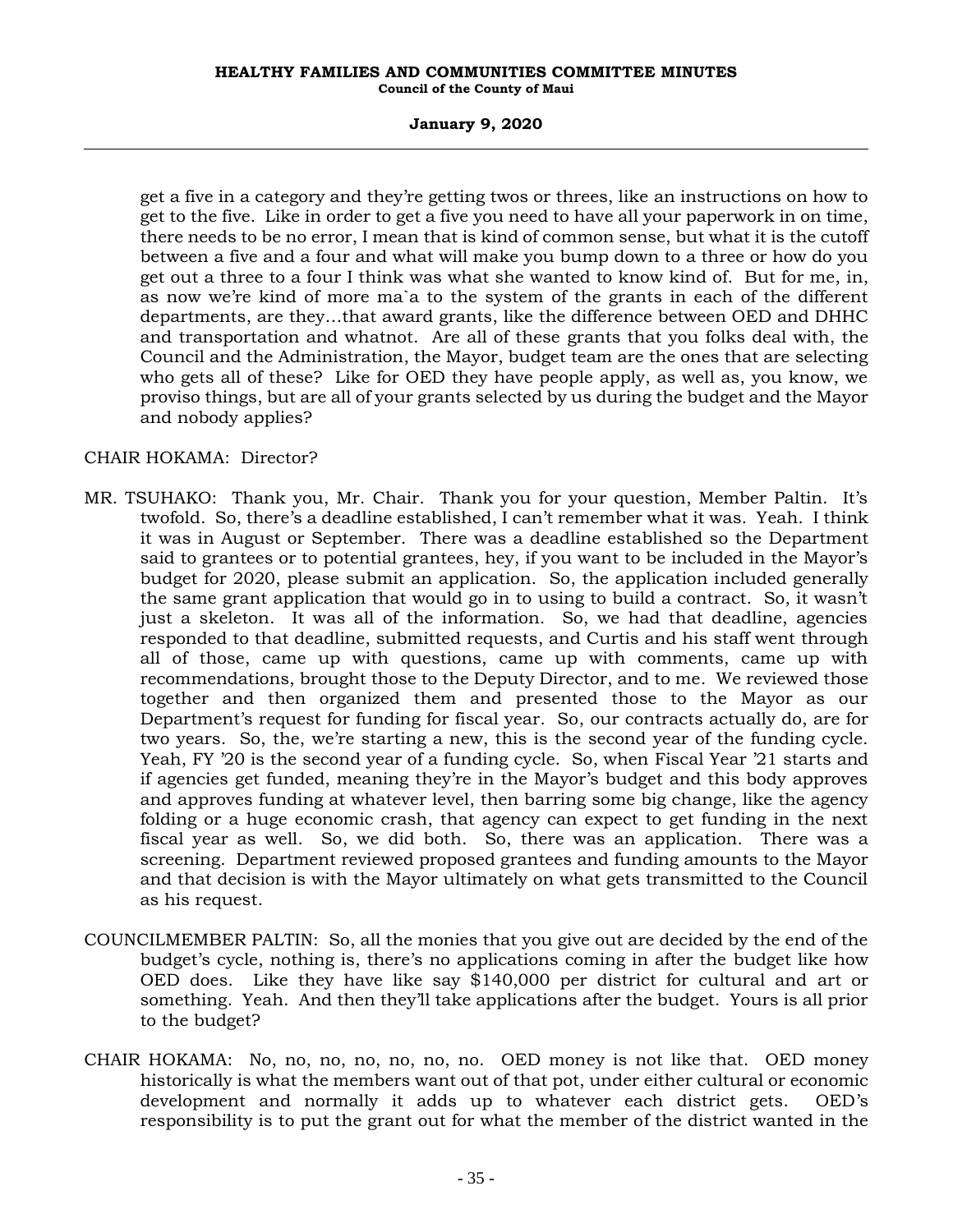get a five in a category and they're getting twos or threes, like an instructions on how to get to the five. Like in order to get a five you need to have all your paperwork in on time, there needs to be no error, I mean that is kind of common sense, but what it is the cutoff between a five and a four and what will make you bump down to a three or how do you get out a three to a four I think was what she wanted to know kind of. But for me, in, as now we're kind of more ma`a to the system of the grants in each of the different departments, are they…that award grants, like the difference between OED and DHHC and transportation and whatnot. Are all of these grants that you folks deal with, the Council and the Administration, the Mayor, budget team are the ones that are selecting who gets all of these? Like for OED they have people apply, as well as, you know, we proviso things, but are all of your grants selected by us during the budget and the Mayor and nobody applies?

CHAIR HOKAMA: Director?

MR. TSUHAKO: Thank you, Mr. Chair. Thank you for your question, Member Paltin. It's twofold. So, there's a deadline established, I can't remember what it was. Yeah. I think it was in August or September. There was a deadline established so the Department said to grantees or to potential grantees, hey, if you want to be included in the Mayor's budget for 2020, please submit an application. So, the application included generally the same grant application that would go in to using to build a contract. So, it wasn't just a skeleton. It was all of the information. So, we had that deadline, agencies responded to that deadline, submitted requests, and Curtis and his staff went through all of those, came up with questions, came up with comments, came up with recommendations, brought those to the Deputy Director, and to me. We reviewed those together and then organized them and presented those to the Mayor as our Department's request for funding for fiscal year. So, our contracts actually do, are for two years. So, the, we're starting a new, this is the second year of the funding cycle. Yeah, FY '20 is the second year of a funding cycle. So, when Fiscal Year '21 starts and if agencies get funded, meaning they're in the Mayor's budget and this body approves and approves funding at whatever level, then barring some big change, like the agency folding or a huge economic crash, that agency can expect to get funding in the next fiscal year as well. So, we did both. So, there was an application. There was a screening. Department reviewed proposed grantees and funding amounts to the Mayor and that decision is with the Mayor ultimately on what gets transmitted to the Council as his request.

COUNCILMEMBER PALTIN: So, all the monies that you give out are decided by the end of the budget's cycle, nothing is, there's no applications coming in after the budget like how OED does. Like they have like say $140,000 per district for cultural and art or something. Yeah. And then they'll take applications after the budget. Yours is all prior to the budget?

CHAIR HOKAMA: No, no, no, no, no, no, no. OED money is not like that. OED money historically is what the members want out of that pot, under either cultural or economic development and normally it adds up to whatever each district gets. OED's responsibility is to put the grant out for what the member of the district wanted in the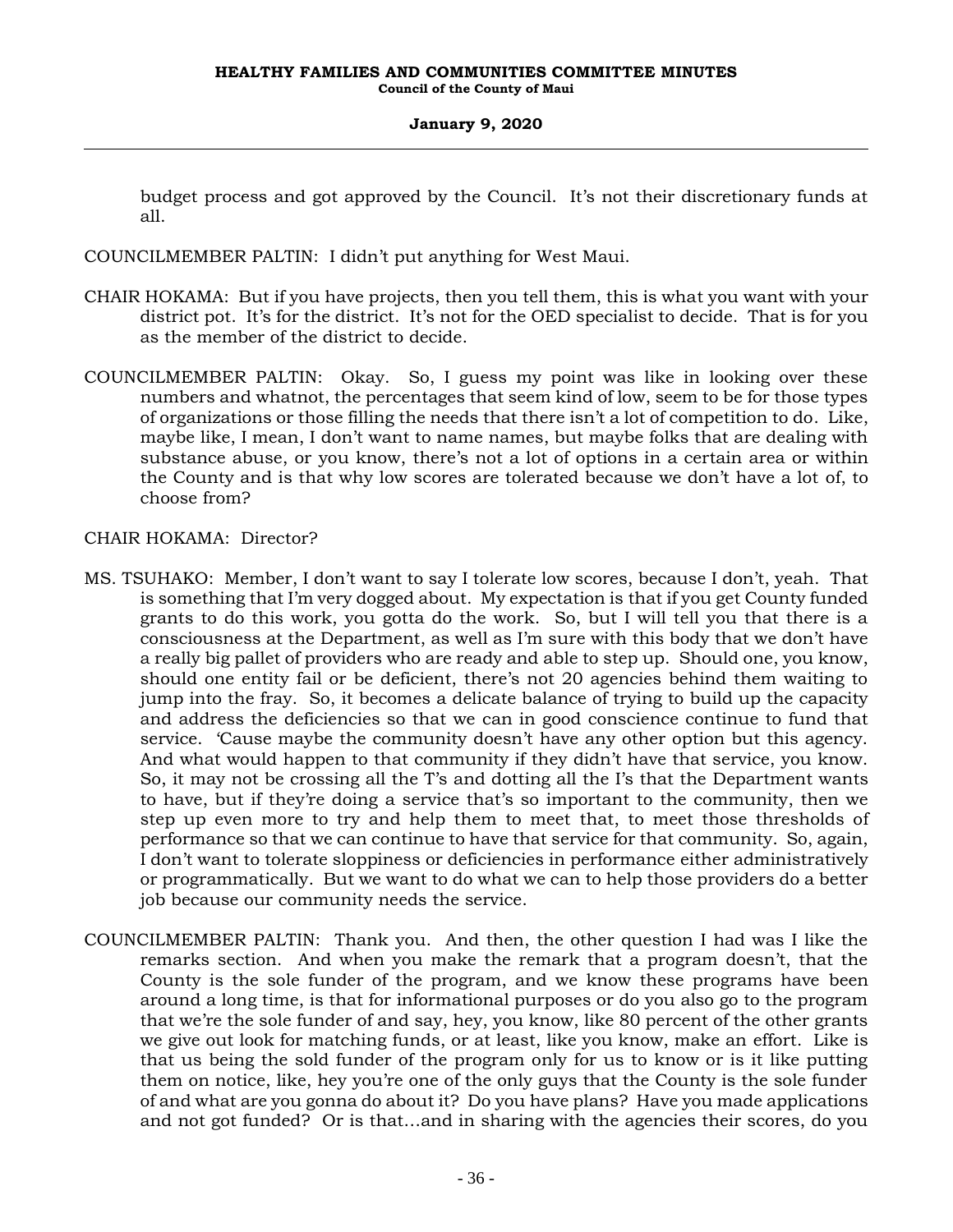budget process and got approved by the Council. It's not their discretionary funds at all.

COUNCILMEMBER PALTIN: I didn't put anything for West Maui.

CHAIR HOKAMA: But if you have projects, then you tell them, this is what you want with your district pot. It's for the district. It's not for the OED specialist to decide. That is for you as the member of the district to decide.

COUNCILMEMBER PALTIN: Okay. So, I guess my point was like in looking over these numbers and whatnot, the percentages that seem kind of low, seem to be for those types of organizations or those filling the needs that there isn't a lot of competition to do. Like, maybe like, I mean, I don't want to name names, but maybe folks that are dealing with substance abuse, or you know, there's not a lot of options in a certain area or within the County and is that why low scores are tolerated because we don't have a lot of, to choose from?

CHAIR HOKAMA: Director?

MS. TSUHAKO: Member, I don't want to say I tolerate low scores, because I don't, yeah. That is something that I'm very dogged about. My expectation is that if you get County funded grants to do this work, you gotta do the work. So, but I will tell you that there is a consciousness at the Department, as well as I'm sure with this body that we don't have a really big pallet of providers who are ready and able to step up. Should one, you know, should one entity fail or be deficient, there's not 20 agencies behind them waiting to jump into the fray. So, it becomes a delicate balance of trying to build up the capacity and address the deficiencies so that we can in good conscience continue to fund that service. 'Cause maybe the community doesn't have any other option but this agency. And what would happen to that community if they didn't have that service, you know. So, it may not be crossing all the T's and dotting all the I's that the Department wants to have, but if they're doing a service that's so important to the community, then we step up even more to try and help them to meet that, to meet those thresholds of performance so that we can continue to have that service for that community. So, again, I don't want to tolerate sloppiness or deficiencies in performance either administratively or programmatically. But we want to do what we can to help those providers do a better job because our community needs the service.

COUNCILMEMBER PALTIN: Thank you. And then, the other question I had was I like the remarks section. And when you make the remark that a program doesn't, that the County is the sole funder of the program, and we know these programs have been around a long time, is that for informational purposes or do you also go to the program that we're the sole funder of and say, hey, you know, like 80 percent of the other grants we give out look for matching funds, or at least, like you know, make an effort. Like is that us being the sold funder of the program only for us to know or is it like putting them on notice, like, hey you're one of the only guys that the County is the sole funder of and what are you gonna do about it? Do you have plans? Have you made applications and not got funded? Or is that...and in sharing with the agencies their scores, do you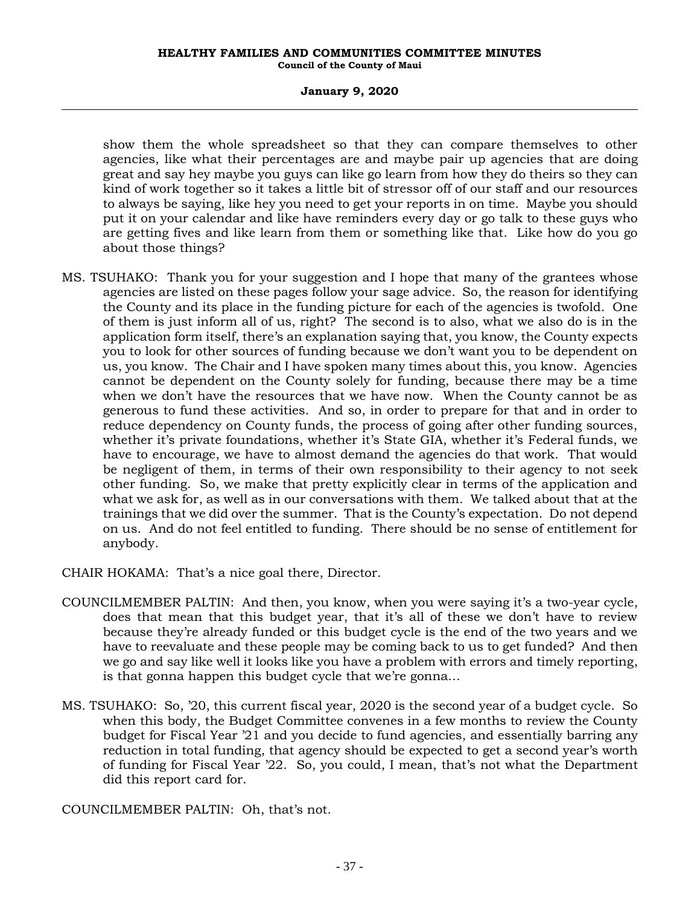show them the whole spreadsheet so that they can compare themselves to other agencies, like what their percentages are and maybe pair up agencies that are doing great and say hey maybe you guys can like go learn from how they do theirs so they can kind of work together so it takes a little bit of stressor off of our staff and our resources to always be saying, like hey you need to get your reports in on time. Maybe you should put it on your calendar and like have reminders every day or go talk to these guys who are getting fives and like learn from them or something like that. Like how do you go about those things?

MS. TSUHAKO: Thank you for your suggestion and I hope that many of the grantees whose agencies are listed on these pages follow your sage advice. So, the reason for identifying the County and its place in the funding picture for each of the agencies is twofold. One of them is just inform all of us, right? The second is to also, what we also do is in the application form itself, there's an explanation saying that, you know, the County expects you to look for other sources of funding because we don't want you to be dependent on us, you know. The Chair and I have spoken many times about this, you know. Agencies cannot be dependent on the County solely for funding, because there may be a time when we don't have the resources that we have now. When the County cannot be as generous to fund these activities. And so, in order to prepare for that and in order to reduce dependency on County funds, the process of going after other funding sources, whether it's private foundations, whether it's State GIA, whether it's Federal funds, we have to encourage, we have to almost demand the agencies do that work. That would be negligent of them, in terms of their own responsibility to their agency to not seek other funding. So, we make that pretty explicitly clear in terms of the application and what we ask for, as well as in our conversations with them. We talked about that at the trainings that we did over the summer. That is the County's expectation. Do not depend on us. And do not feel entitled to funding. There should be no sense of entitlement for anybody.

CHAIR HOKAMA: That's a nice goal there, Director.

COUNCILMEMBER PALTIN: And then, you know, when you were saying it's a two-year cycle, does that mean that this budget year, that it's all of these we don't have to review because they're already funded or this budget cycle is the end of the two years and we have to reevaluate and these people may be coming back to us to get funded? And then we go and say like well it looks like you have a problem with errors and timely reporting, is that gonna happen this budget cycle that we're gonna...

MS. TSUHAKO: So, '20, this current fiscal year, 2020 is the second year of a budget cycle. So when this body, the Budget Committee convenes in a few months to review the County budget for Fiscal Year '21 and you decide to fund agencies, and essentially barring any reduction in total funding, that agency should be expected to get a second year's worth of funding for Fiscal Year '22. So, you could, I mean, that's not what the Department did this report card for.

COUNCILMEMBER PALTIN: Oh, that's not.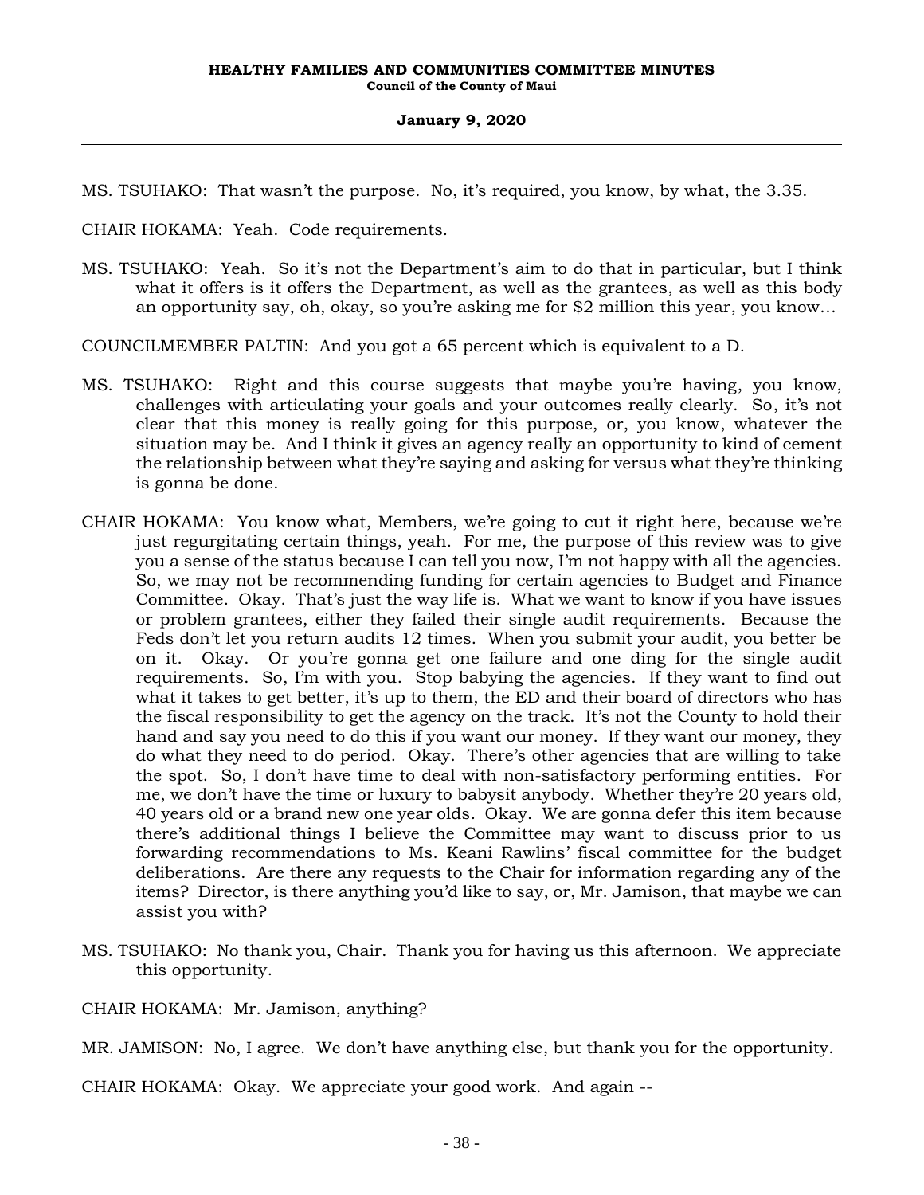MS. TSUHAKO: That wasn't the purpose. No, it's required, you know, by what, the 3.35.

CHAIR HOKAMA: Yeah. Code requirements.

MS. TSUHAKO: Yeah. So it's not the Department's aim to do that in particular, but I think what it offers is it offers the Department, as well as the grantees, as well as this body an opportunity say, oh, okay, so you're asking me for $2 million this year, you know...

COUNCILMEMBER PALTIN: And you got a 65 percent which is equivalent to a D.

MS. TSUHAKO: Right and this course suggests that maybe you're having, you know, challenges with articulating your goals and your outcomes really clearly. So, it's not clear that this money is really going for this purpose, or, you know, whatever the situation may be. And I think it gives an agency really an opportunity to kind of cement the relationship between what they're saying and asking for versus what they're thinking is gonna be done.

CHAIR HOKAMA: You know what, Members, we're going to cut it right here, because we're just regurgitating certain things, yeah. For me, the purpose of this review was to give you a sense of the status because I can tell you now, I'm not happy with all the agencies. So, we may not be recommending funding for certain agencies to Budget and Finance Committee. Okay. That's just the way life is. What we want to know if you have issues or problem grantees, either they failed their single audit requirements. Because the Feds don't let you return audits 12 times. When you submit your audit, you better be on it. Okay. Or you're gonna get one failure and one ding for the single audit requirements. So, I'm with you. Stop babying the agencies. If they want to find out what it takes to get better, it's up to them, the ED and their board of directors who has the fiscal responsibility to get the agency on the track. It's not the County to hold their hand and say you need to do this if you want our money. If they want our money, they do what they need to do period. Okay. There's other agencies that are willing to take the spot. So, I don't have time to deal with non-satisfactory performing entities. For me, we don't have the time or luxury to babysit anybody. Whether they're 20 years old, 40 years old or a brand new one year olds. Okay. We are gonna defer this item because there's additional things I believe the Committee may want to discuss prior to us forwarding recommendations to Ms. Keani Rawlins' fiscal committee for the budget deliberations. Are there any requests to the Chair for information regarding any of the items? Director, is there anything you'd like to say, or, Mr. Jamison, that maybe we can assist you with?

MS. TSUHAKO: No thank you, Chair. Thank you for having us this afternoon. We appreciate this opportunity.

CHAIR HOKAMA: Mr. Jamison, anything?

MR. JAMISON: No, I agree. We don't have anything else, but thank you for the opportunity.

CHAIR HOKAMA: Okay. We appreciate your good work. And again --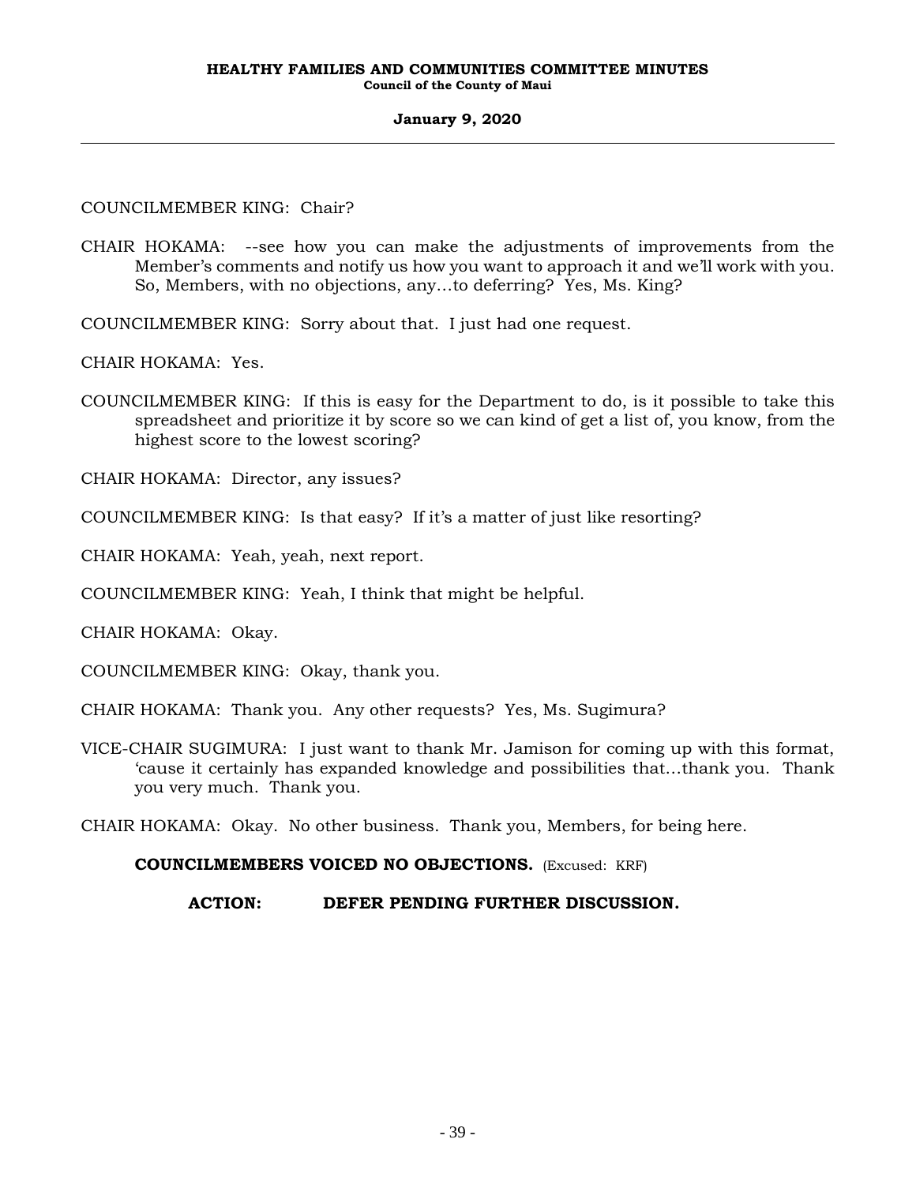COUNCILMEMBER KING: Chair?

CHAIR HOKAMA: --see how you can make the adjustments of improvements from the Member's comments and notify us how you want to approach it and we'll work with you. So, Members, with no objections, any…to deferring? Yes, Ms. King?

COUNCILMEMBER KING: Sorry about that. I just had one request.

CHAIR HOKAMA: Yes.

COUNCILMEMBER KING: If this is easy for the Department to do, is it possible to take this spreadsheet and prioritize it by score so we can kind of get a list of, you know, from the highest score to the lowest scoring?

CHAIR HOKAMA: Director, any issues?

COUNCILMEMBER KING: Is that easy? If it's a matter of just like resorting?

CHAIR HOKAMA: Yeah, yeah, next report.

COUNCILMEMBER KING: Yeah, I think that might be helpful.

CHAIR HOKAMA: Okay.

COUNCILMEMBER KING: Okay, thank you.

CHAIR HOKAMA: Thank you. Any other requests? Yes, Ms. Sugimura?

VICE-CHAIR SUGIMURA: I just want to thank Mr. Jamison for coming up with this format, 'cause it certainly has expanded knowledge and possibilities that…thank you. Thank you very much. Thank you.

CHAIR HOKAMA: Okay. No other business. Thank you, Members, for being here.

**COUNCILMEMBERS VOICED NO OBJECTIONS.** (Excused: KRF)

**ACTION: DEFER PENDING FURTHER DISCUSSION.**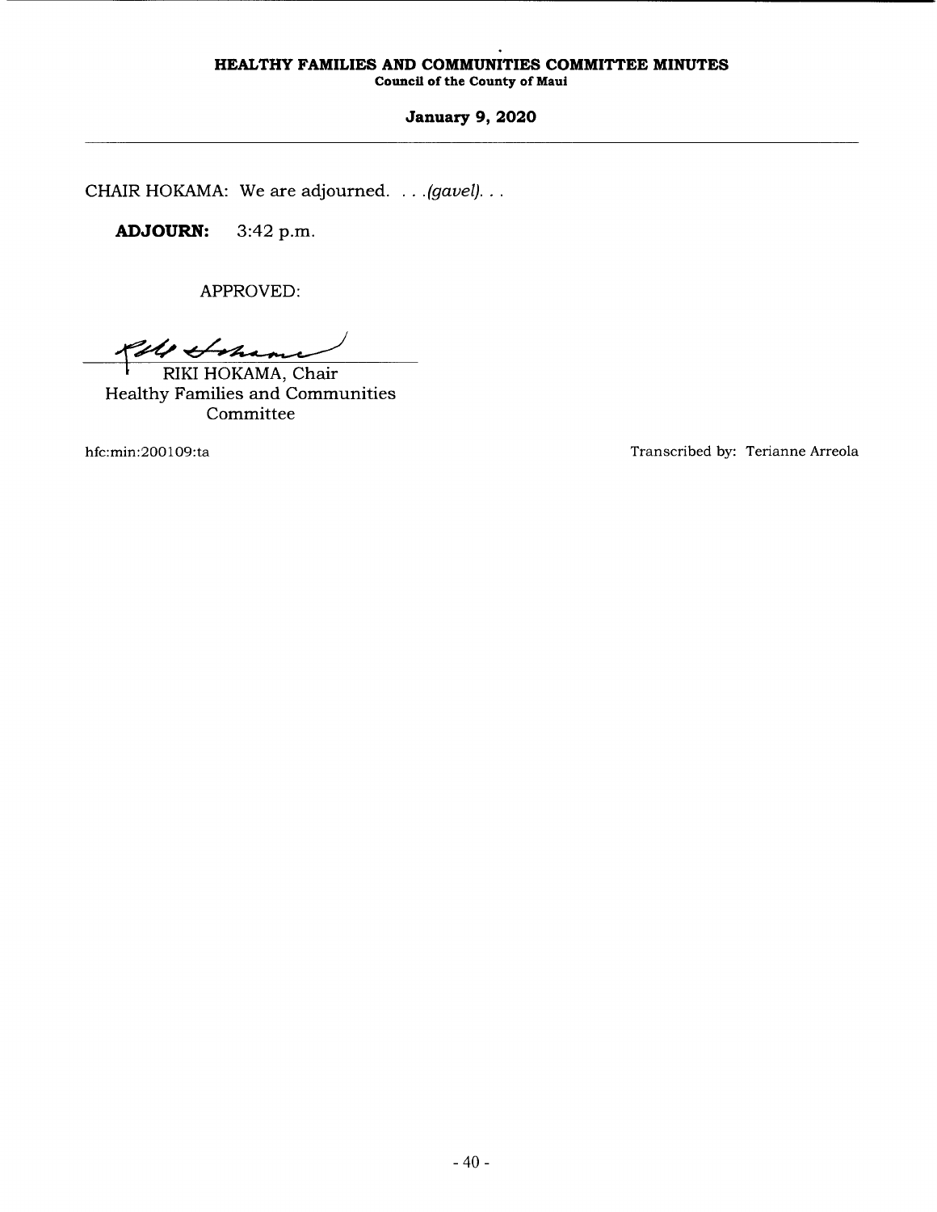CHAIR HOKAMA: We are adjourned. . . .*(gavel)*. . .

**ADJOURN:** 3:42 p.m.

APPROVED:

RIKI HOKAMA, Chair
Healthy Families and Communities
Committee

hfc:min:200109:ta

Transcribed by: Terianne Arreola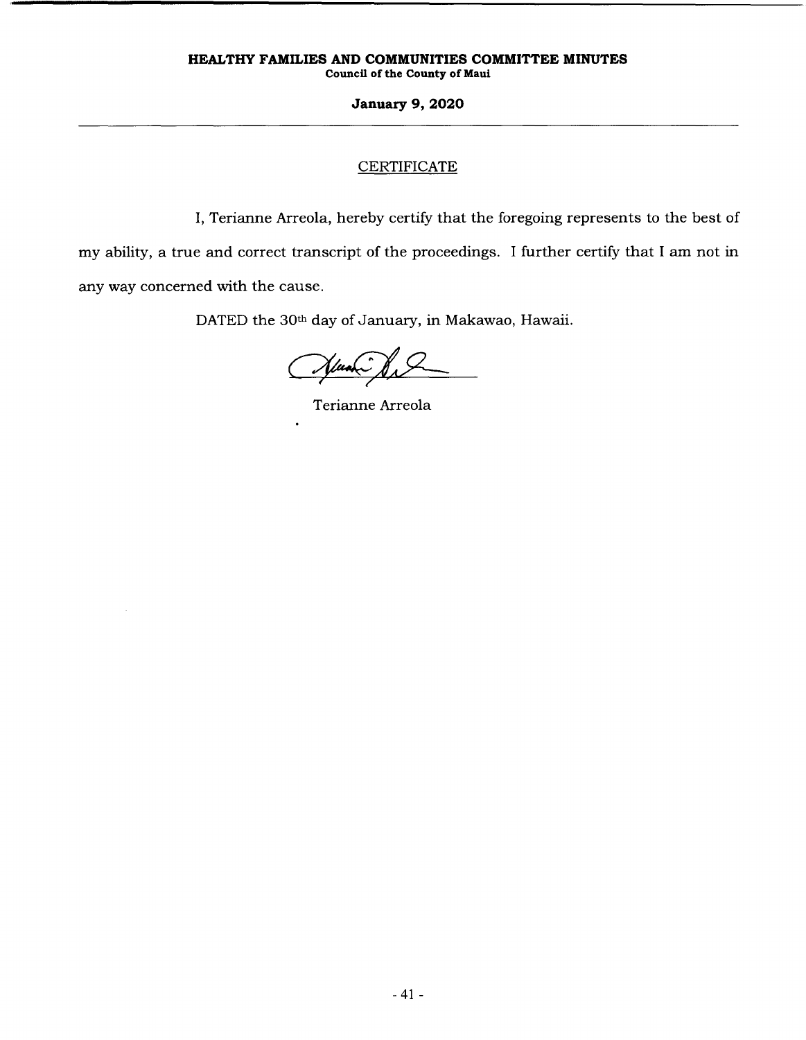## CERTIFICATE

I, Terianne Arreola, hereby certify that the foregoing represents to the best of my ability, a true and correct transcript of the proceedings. I further certify that I am not in any way concerned with the cause.

DATED the 30th day of January, in Makawao, Hawaii.

Terianne Arreola